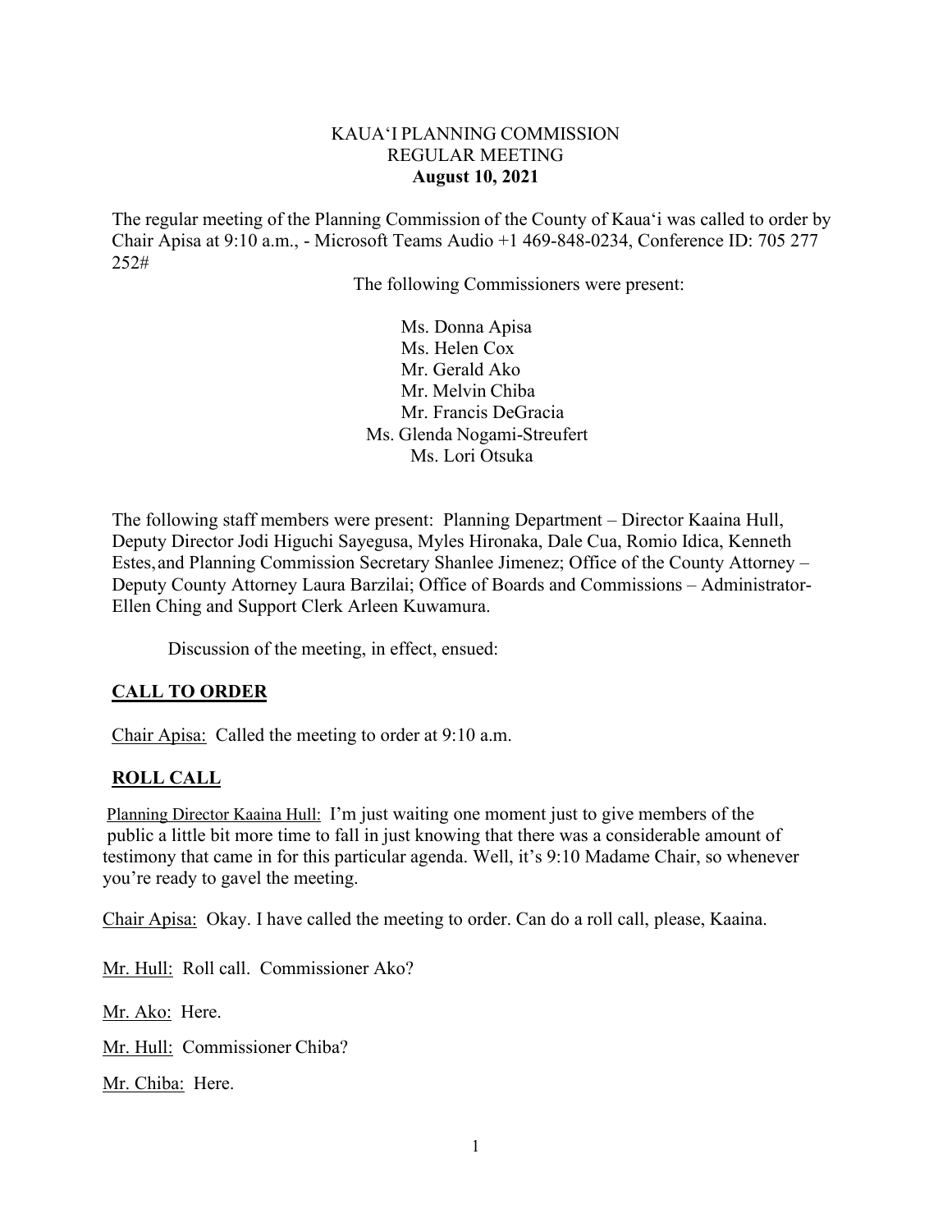KAUAʻI PLANNING COMMISSION
REGULAR MEETING
**August 10, 2021**

The regular meeting of the Planning Commission of the County of Kauaʻi was called to order by Chair Apisa at 9:10 a.m., - Microsoft Teams Audio +1 469-848-0234, Conference ID: 705 277 252#

The following Commissioners were present:

Ms. Donna Apisa
Ms. Helen Cox
Mr. Gerald Ako
Mr. Melvin Chiba
Mr. Francis DeGracia
Ms. Glenda Nogami-Streufert
Ms. Lori Otsuka

The following staff members were present: Planning Department – Director Kaaina Hull, Deputy Director Jodi Higuchi Sayegusa, Myles Hironaka, Dale Cua, Romio Idica, Kenneth Estes, and Planning Commission Secretary Shanlee Jimenez; Office of the County Attorney – Deputy County Attorney Laura Barzilai; Office of Boards and Commissions – Administrator-Ellen Ching and Support Clerk Arleen Kuwamura.

Discussion of the meeting, in effect, ensued:

## CALL TO ORDER

Chair Apisa: Called the meeting to order at 9:10 a.m.

## ROLL CALL

Planning Director Kaaina Hull: I'm just waiting one moment just to give members of the public a little bit more time to fall in just knowing that there was a considerable amount of testimony that came in for this particular agenda. Well, it's 9:10 Madame Chair, so whenever you're ready to gavel the meeting.

Chair Apisa: Okay. I have called the meeting to order. Can do a roll call, please, Kaaina.

Mr. Hull: Roll call. Commissioner Ako?

Mr. Ako: Here.

Mr. Hull: Commissioner Chiba?

Mr. Chiba: Here.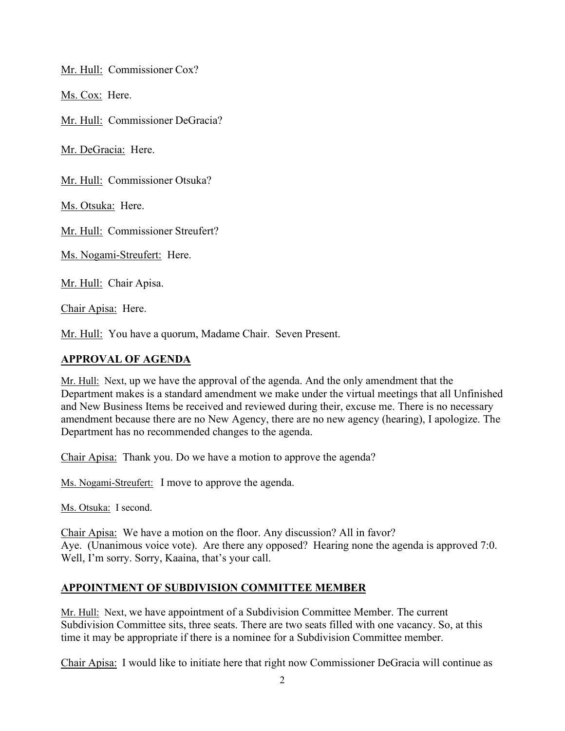Mr. Hull: Commissioner Cox?

Ms. Cox: Here.

Mr. Hull: Commissioner DeGracia?

Mr. DeGracia: Here.

Mr. Hull: Commissioner Otsuka?

Ms. Otsuka: Here.

Mr. Hull: Commissioner Streufert?

Ms. Nogami-Streufert: Here.

Mr. Hull: Chair Apisa.

Chair Apisa: Here.

Mr. Hull: You have a quorum, Madame Chair. Seven Present.

## APPROVAL OF AGENDA

Mr. Hull: Next, up we have the approval of the agenda. And the only amendment that the Department makes is a standard amendment we make under the virtual meetings that all Unfinished and New Business Items be received and reviewed during their, excuse me. There is no necessary amendment because there are no New Agency, there are no new agency (hearing), I apologize. The Department has no recommended changes to the agenda.

Chair Apisa: Thank you. Do we have a motion to approve the agenda?

Ms. Nogami-Streufert: I move to approve the agenda.

Ms. Otsuka: I second.

Chair Apisa: We have a motion on the floor. Any discussion? All in favor? Aye. (Unanimous voice vote). Are there any opposed? Hearing none the agenda is approved 7:0. Well, I'm sorry. Sorry, Kaaina, that's your call.

## APPOINTMENT OF SUBDIVISION COMMITTEE MEMBER

Mr. Hull: Next, we have appointment of a Subdivision Committee Member. The current Subdivision Committee sits, three seats. There are two seats filled with one vacancy. So, at this time it may be appropriate if there is a nominee for a Subdivision Committee member.

Chair Apisa: I would like to initiate here that right now Commissioner DeGracia will continue as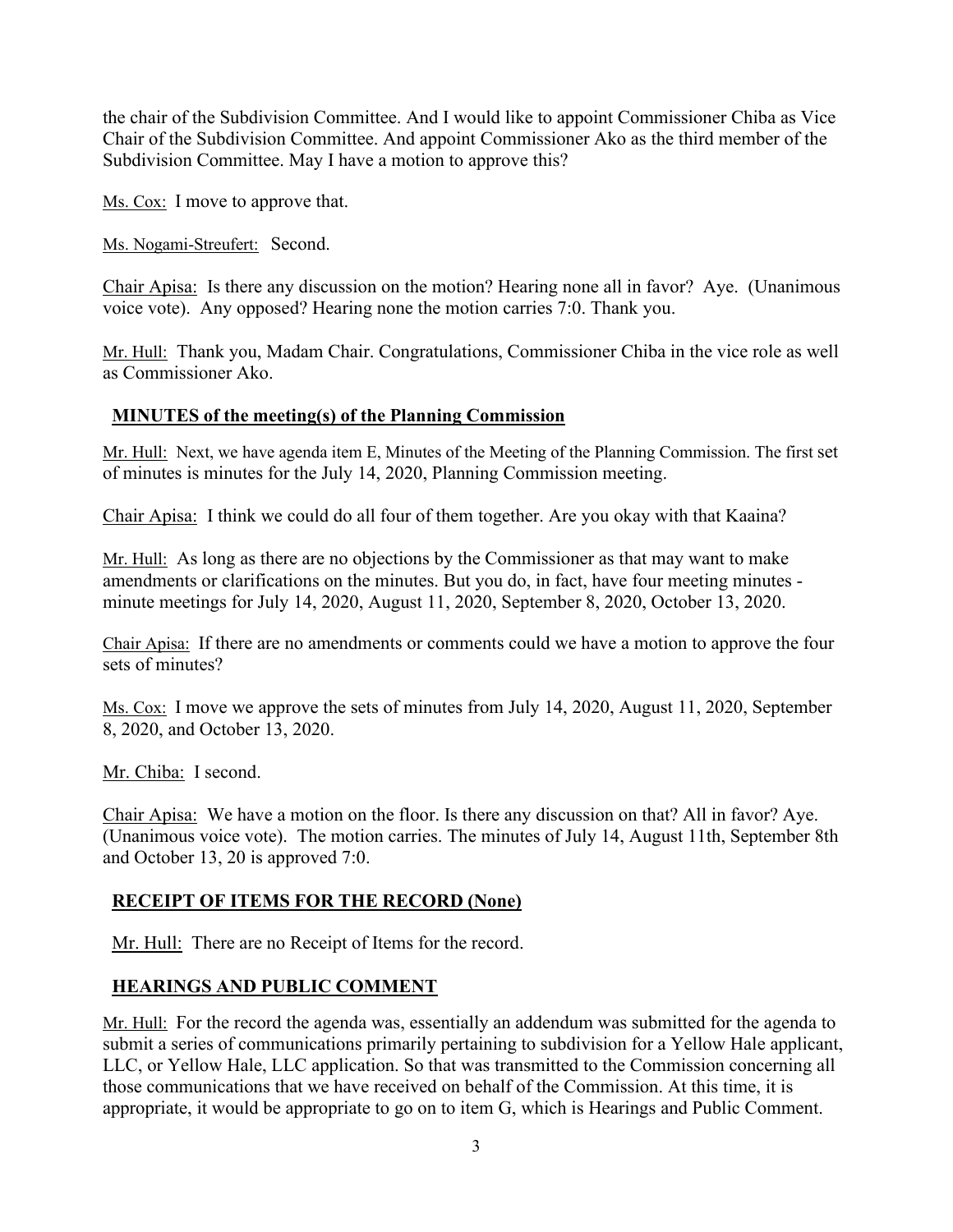the chair of the Subdivision Committee. And I would like to appoint Commissioner Chiba as Vice Chair of the Subdivision Committee. And appoint Commissioner Ako as the third member of the Subdivision Committee. May I have a motion to approve this?

Ms. Cox: I move to approve that.

Ms. Nogami-Streufert: Second.

Chair Apisa: Is there any discussion on the motion? Hearing none all in favor? Aye. (Unanimous voice vote). Any opposed? Hearing none the motion carries 7:0. Thank you.

Mr. Hull: Thank you, Madam Chair. Congratulations, Commissioner Chiba in the vice role as well as Commissioner Ako.

## MINUTES of the meeting(s) of the Planning Commission

Mr. Hull: Next, we have agenda item E, Minutes of the Meeting of the Planning Commission. The first set of minutes is minutes for the July 14, 2020, Planning Commission meeting.

Chair Apisa: I think we could do all four of them together. Are you okay with that Kaaina?

Mr. Hull: As long as there are no objections by the Commissioner as that may want to make amendments or clarifications on the minutes. But you do, in fact, have four meeting minutes - minute meetings for July 14, 2020, August 11, 2020, September 8, 2020, October 13, 2020.

Chair Apisa: If there are no amendments or comments could we have a motion to approve the four sets of minutes?

Ms. Cox: I move we approve the sets of minutes from July 14, 2020, August 11, 2020, September 8, 2020, and October 13, 2020.

Mr. Chiba: I second.

Chair Apisa: We have a motion on the floor. Is there any discussion on that? All in favor? Aye. (Unanimous voice vote). The motion carries. The minutes of July 14, August 11th, September 8th and October 13, 20 is approved 7:0.

## RECEIPT OF ITEMS FOR THE RECORD (None)

Mr. Hull: There are no Receipt of Items for the record.

## HEARINGS AND PUBLIC COMMENT

Mr. Hull: For the record the agenda was, essentially an addendum was submitted for the agenda to submit a series of communications primarily pertaining to subdivision for a Yellow Hale applicant, LLC, or Yellow Hale, LLC application. So that was transmitted to the Commission concerning all those communications that we have received on behalf of the Commission. At this time, it is appropriate, it would be appropriate to go on to item G, which is Hearings and Public Comment.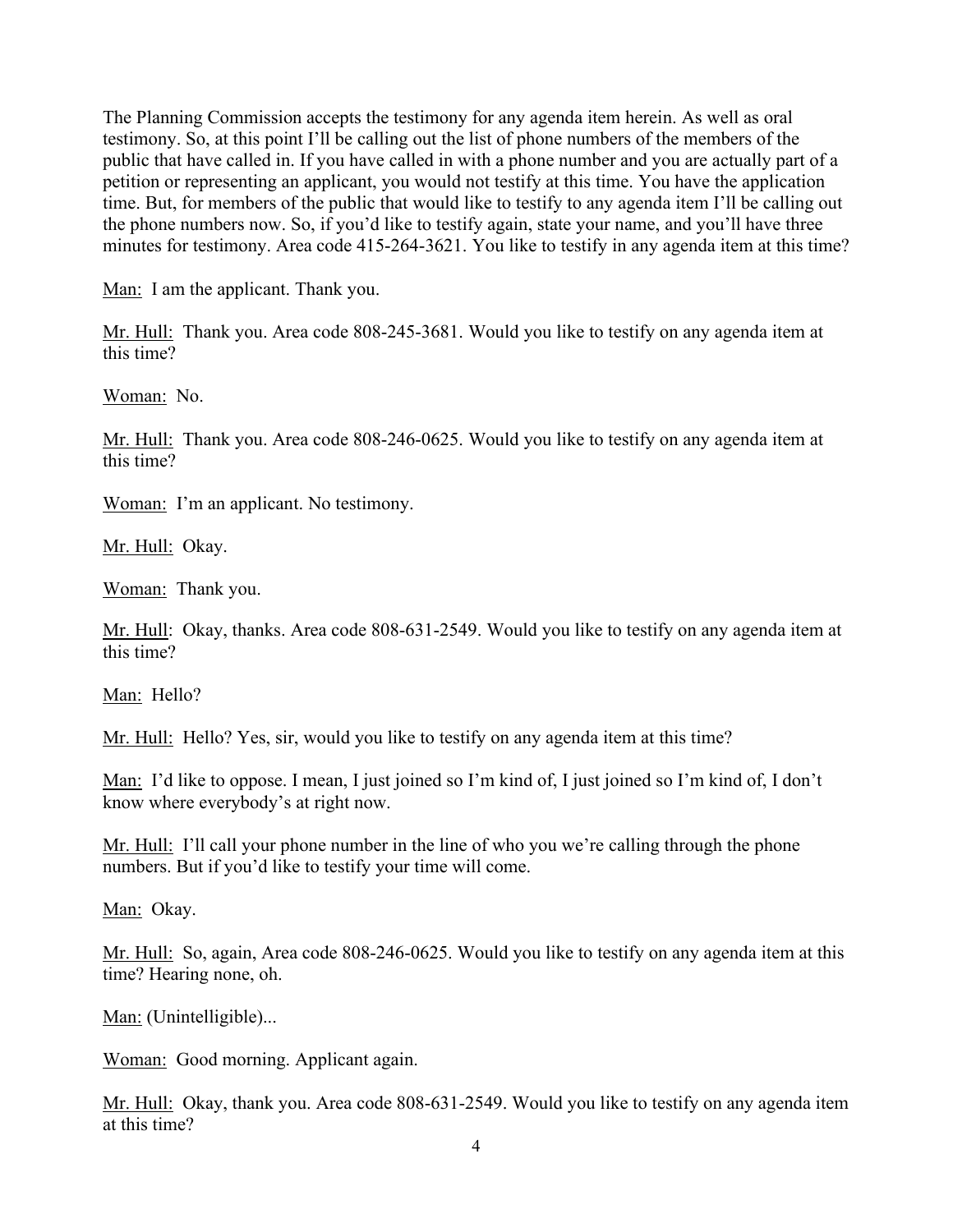The Planning Commission accepts the testimony for any agenda item herein. As well as oral testimony. So, at this point I'll be calling out the list of phone numbers of the members of the public that have called in. If you have called in with a phone number and you are actually part of a petition or representing an applicant, you would not testify at this time. You have the application time. But, for members of the public that would like to testify to any agenda item I'll be calling out the phone numbers now. So, if you'd like to testify again, state your name, and you'll have three minutes for testimony. Area code 415-264-3621. You like to testify in any agenda item at this time?

<u>Man:</u> I am the applicant. Thank you.

<u>Mr. Hull:</u> Thank you. Area code 808-245-3681. Would you like to testify on any agenda item at this time?

<u>Woman:</u> No.

<u>Mr. Hull:</u> Thank you. Area code 808-246-0625. Would you like to testify on any agenda item at this time?

<u>Woman:</u> I'm an applicant. No testimony.

<u>Mr. Hull:</u> Okay.

<u>Woman:</u> Thank you.

<u>Mr. Hull</u>: Okay, thanks. Area code 808-631-2549. Would you like to testify on any agenda item at this time?

<u>Man:</u> Hello?

<u>Mr. Hull:</u> Hello? Yes, sir, would you like to testify on any agenda item at this time?

<u>Man:</u> I'd like to oppose. I mean, I just joined so I'm kind of, I just joined so I'm kind of, I don't know where everybody's at right now.

<u>Mr. Hull:</u> I'll call your phone number in the line of who you we're calling through the phone numbers. But if you'd like to testify your time will come.

<u>Man:</u> Okay.

<u>Mr. Hull:</u> So, again, Area code 808-246-0625. Would you like to testify on any agenda item at this time? Hearing none, oh.

<u>Man:</u> (Unintelligible)...

<u>Woman:</u> Good morning. Applicant again.

<u>Mr. Hull:</u> Okay, thank you. Area code 808-631-2549. Would you like to testify on any agenda item at this time?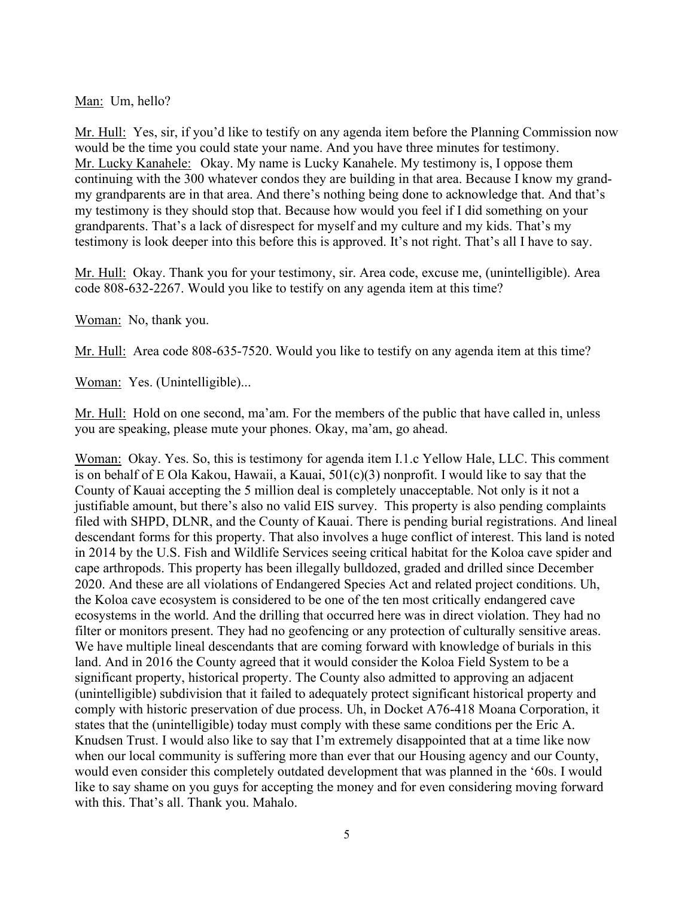Man: Um, hello?

Mr. Hull: Yes, sir, if you'd like to testify on any agenda item before the Planning Commission now would be the time you could state your name. And you have three minutes for testimony.
Mr. Lucky Kanahele: Okay. My name is Lucky Kanahele. My testimony is, I oppose them continuing with the 300 whatever condos they are building in that area. Because I know my grand- my grandparents are in that area. And there's nothing being done to acknowledge that. And that's my testimony is they should stop that. Because how would you feel if I did something on your grandparents. That's a lack of disrespect for myself and my culture and my kids. That's my testimony is look deeper into this before this is approved. It's not right. That's all I have to say.

Mr. Hull: Okay. Thank you for your testimony, sir. Area code, excuse me, (unintelligible). Area code 808-632-2267. Would you like to testify on any agenda item at this time?

Woman: No, thank you.

Mr. Hull: Area code 808-635-7520. Would you like to testify on any agenda item at this time?

Woman: Yes. (Unintelligible)...

Mr. Hull: Hold on one second, ma'am. For the members of the public that have called in, unless you are speaking, please mute your phones. Okay, ma'am, go ahead.

Woman: Okay. Yes. So, this is testimony for agenda item I.1.c Yellow Hale, LLC. This comment is on behalf of E Ola Kakou, Hawaii, a Kauai, 501(c)(3) nonprofit. I would like to say that the County of Kauai accepting the 5 million deal is completely unacceptable. Not only is it not a justifiable amount, but there's also no valid EIS survey. This property is also pending complaints filed with SHPD, DLNR, and the County of Kauai. There is pending burial registrations. And lineal descendant forms for this property. That also involves a huge conflict of interest. This land is noted in 2014 by the U.S. Fish and Wildlife Services seeing critical habitat for the Koloa cave spider and cape arthropods. This property has been illegally bulldozed, graded and drilled since December 2020. And these are all violations of Endangered Species Act and related project conditions. Uh, the Koloa cave ecosystem is considered to be one of the ten most critically endangered cave ecosystems in the world. And the drilling that occurred here was in direct violation. They had no filter or monitors present. They had no geofencing or any protection of culturally sensitive areas. We have multiple lineal descendants that are coming forward with knowledge of burials in this land. And in 2016 the County agreed that it would consider the Koloa Field System to be a significant property, historical property. The County also admitted to approving an adjacent (unintelligible) subdivision that it failed to adequately protect significant historical property and comply with historic preservation of due process. Uh, in Docket A76-418 Moana Corporation, it states that the (unintelligible) today must comply with these same conditions per the Eric A. Knudsen Trust. I would also like to say that I'm extremely disappointed that at a time like now when our local community is suffering more than ever that our Housing agency and our County, would even consider this completely outdated development that was planned in the '60s. I would like to say shame on you guys for accepting the money and for even considering moving forward with this. That's all. Thank you. Mahalo.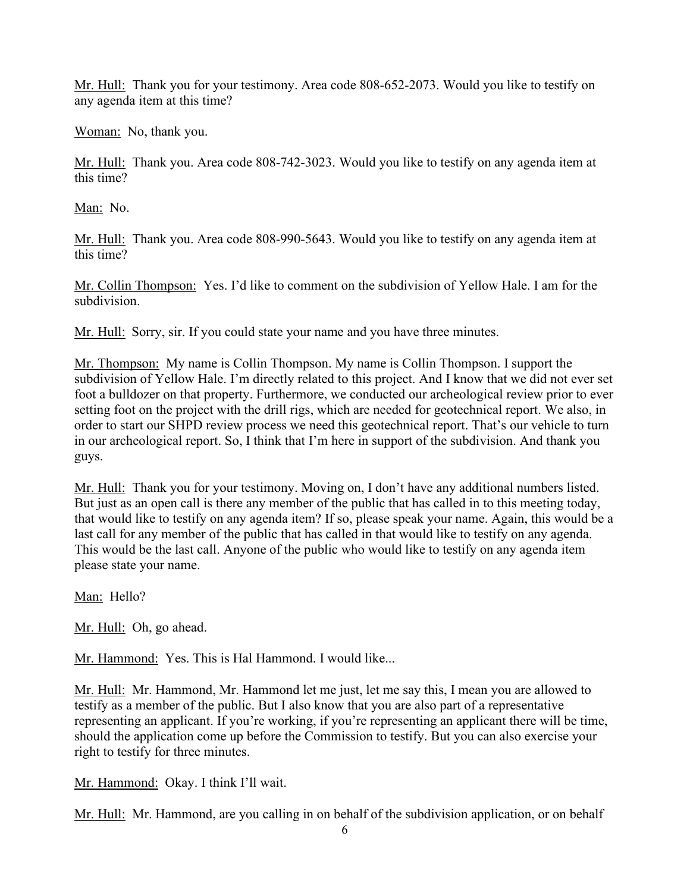Mr. Hull: Thank you for your testimony. Area code 808-652-2073. Would you like to testify on any agenda item at this time?

Woman: No, thank you.

Mr. Hull: Thank you. Area code 808-742-3023. Would you like to testify on any agenda item at this time?

Man: No.

Mr. Hull: Thank you. Area code 808-990-5643. Would you like to testify on any agenda item at this time?

Mr. Collin Thompson: Yes. I'd like to comment on the subdivision of Yellow Hale. I am for the subdivision.

Mr. Hull: Sorry, sir. If you could state your name and you have three minutes.

Mr. Thompson: My name is Collin Thompson. My name is Collin Thompson. I support the subdivision of Yellow Hale. I'm directly related to this project. And I know that we did not ever set foot a bulldozer on that property. Furthermore, we conducted our archeological review prior to ever setting foot on the project with the drill rigs, which are needed for geotechnical report. We also, in order to start our SHPD review process we need this geotechnical report. That's our vehicle to turn in our archeological report. So, I think that I'm here in support of the subdivision. And thank you guys.

Mr. Hull: Thank you for your testimony. Moving on, I don't have any additional numbers listed. But just as an open call is there any member of the public that has called in to this meeting today, that would like to testify on any agenda item? If so, please speak your name. Again, this would be a last call for any member of the public that has called in that would like to testify on any agenda. This would be the last call. Anyone of the public who would like to testify on any agenda item please state your name.

Man: Hello?

Mr. Hull: Oh, go ahead.

Mr. Hammond: Yes. This is Hal Hammond. I would like...

Mr. Hull: Mr. Hammond, Mr. Hammond let me just, let me say this, I mean you are allowed to testify as a member of the public. But I also know that you are also part of a representative representing an applicant. If you're working, if you're representing an applicant there will be time, should the application come up before the Commission to testify. But you can also exercise your right to testify for three minutes.

Mr. Hammond: Okay. I think I'll wait.

Mr. Hull: Mr. Hammond, are you calling in on behalf of the subdivision application, or on behalf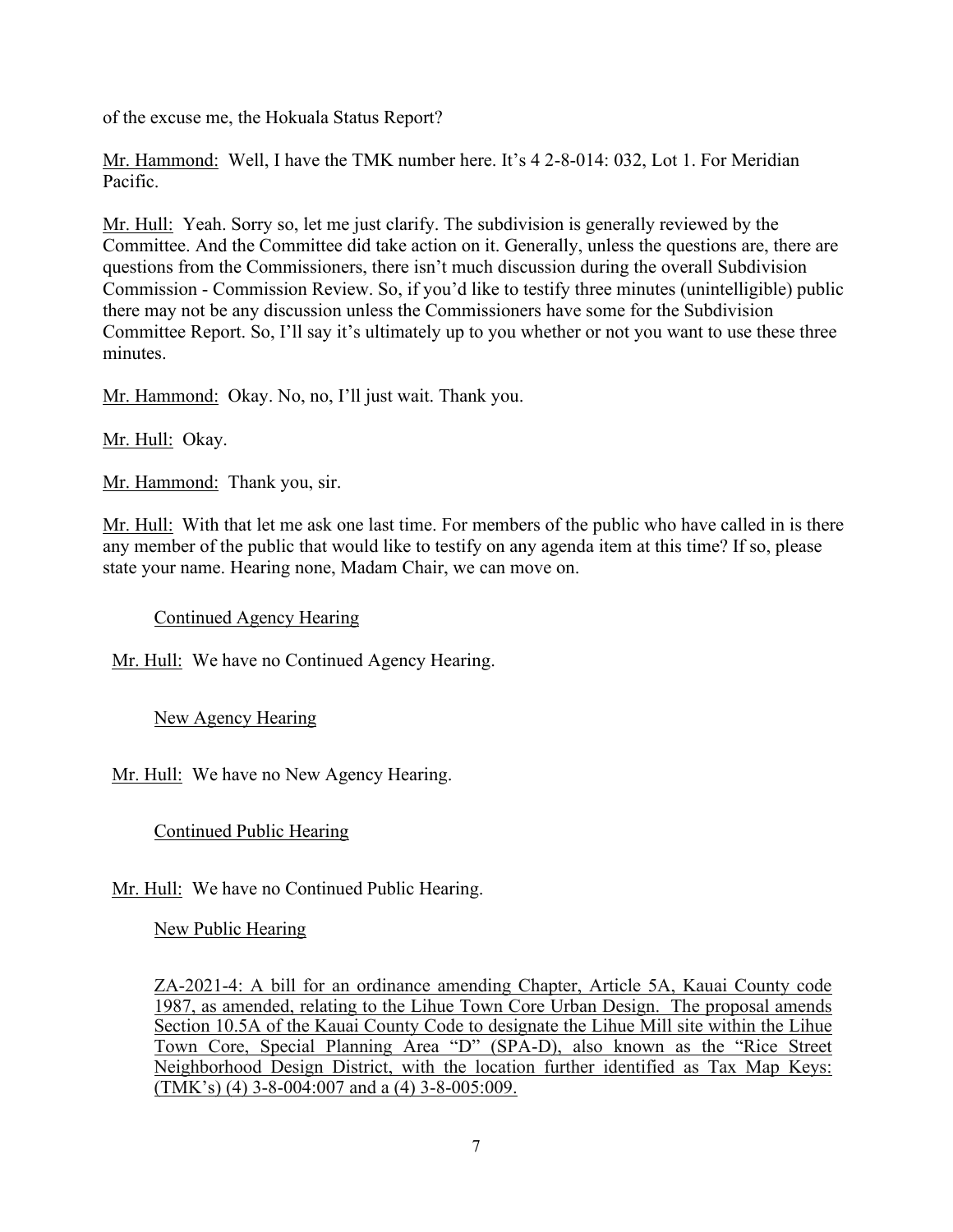of the excuse me, the Hokuala Status Report?

Mr. Hammond: Well, I have the TMK number here. It's 4 2-8-014: 032, Lot 1. For Meridian Pacific.

Mr. Hull: Yeah. Sorry so, let me just clarify. The subdivision is generally reviewed by the Committee. And the Committee did take action on it. Generally, unless the questions are, there are questions from the Commissioners, there isn't much discussion during the overall Subdivision Commission - Commission Review. So, if you'd like to testify three minutes (unintelligible) public there may not be any discussion unless the Commissioners have some for the Subdivision Committee Report. So, I'll say it's ultimately up to you whether or not you want to use these three minutes.

Mr. Hammond: Okay. No, no, I'll just wait. Thank you.

Mr. Hull: Okay.

Mr. Hammond: Thank you, sir.

Mr. Hull: With that let me ask one last time. For members of the public who have called in is there any member of the public that would like to testify on any agenda item at this time? If so, please state your name. Hearing none, Madam Chair, we can move on.

Continued Agency Hearing

Mr. Hull: We have no Continued Agency Hearing.

New Agency Hearing

Mr. Hull: We have no New Agency Hearing.

Continued Public Hearing

Mr. Hull: We have no Continued Public Hearing.

New Public Hearing

ZA-2021-4: A bill for an ordinance amending Chapter, Article 5A, Kauai County code 1987, as amended, relating to the Lihue Town Core Urban Design. The proposal amends Section 10.5A of the Kauai County Code to designate the Lihue Mill site within the Lihue Town Core, Special Planning Area "D" (SPA-D), also known as the "Rice Street Neighborhood Design District, with the location further identified as Tax Map Keys: (TMK's) (4) 3-8-004:007 and a (4) 3-8-005:009.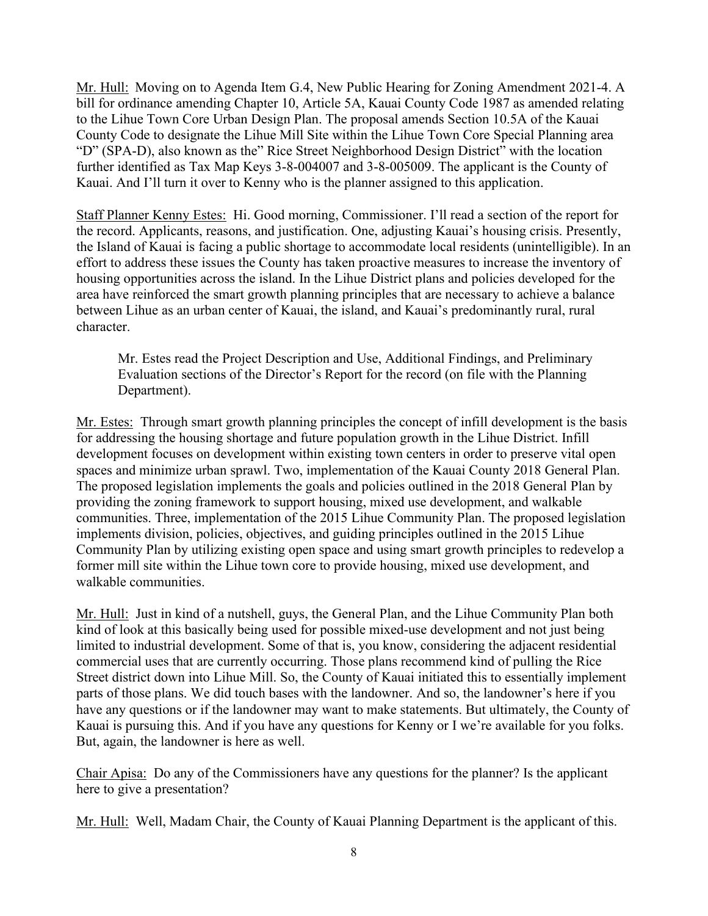Mr. Hull: Moving on to Agenda Item G.4, New Public Hearing for Zoning Amendment 2021-4. A bill for ordinance amending Chapter 10, Article 5A, Kauai County Code 1987 as amended relating to the Lihue Town Core Urban Design Plan. The proposal amends Section 10.5A of the Kauai County Code to designate the Lihue Mill Site within the Lihue Town Core Special Planning area "D" (SPA-D), also known as the" Rice Street Neighborhood Design District" with the location further identified as Tax Map Keys 3-8-004007 and 3-8-005009. The applicant is the County of Kauai. And I'll turn it over to Kenny who is the planner assigned to this application.

Staff Planner Kenny Estes: Hi. Good morning, Commissioner. I'll read a section of the report for the record. Applicants, reasons, and justification. One, adjusting Kauai's housing crisis. Presently, the Island of Kauai is facing a public shortage to accommodate local residents (unintelligible). In an effort to address these issues the County has taken proactive measures to increase the inventory of housing opportunities across the island. In the Lihue District plans and policies developed for the area have reinforced the smart growth planning principles that are necessary to achieve a balance between Lihue as an urban center of Kauai, the island, and Kauai's predominantly rural, rural character.

> Mr. Estes read the Project Description and Use, Additional Findings, and Preliminary Evaluation sections of the Director's Report for the record (on file with the Planning Department).

Mr. Estes: Through smart growth planning principles the concept of infill development is the basis for addressing the housing shortage and future population growth in the Lihue District. Infill development focuses on development within existing town centers in order to preserve vital open spaces and minimize urban sprawl. Two, implementation of the Kauai County 2018 General Plan. The proposed legislation implements the goals and policies outlined in the 2018 General Plan by providing the zoning framework to support housing, mixed use development, and walkable communities. Three, implementation of the 2015 Lihue Community Plan. The proposed legislation implements division, policies, objectives, and guiding principles outlined in the 2015 Lihue Community Plan by utilizing existing open space and using smart growth principles to redevelop a former mill site within the Lihue town core to provide housing, mixed use development, and walkable communities.

Mr. Hull: Just in kind of a nutshell, guys, the General Plan, and the Lihue Community Plan both kind of look at this basically being used for possible mixed-use development and not just being limited to industrial development. Some of that is, you know, considering the adjacent residential commercial uses that are currently occurring. Those plans recommend kind of pulling the Rice Street district down into Lihue Mill. So, the County of Kauai initiated this to essentially implement parts of those plans. We did touch bases with the landowner. And so, the landowner's here if you have any questions or if the landowner may want to make statements. But ultimately, the County of Kauai is pursuing this. And if you have any questions for Kenny or I we're available for you folks. But, again, the landowner is here as well.

Chair Apisa: Do any of the Commissioners have any questions for the planner? Is the applicant here to give a presentation?

Mr. Hull: Well, Madam Chair, the County of Kauai Planning Department is the applicant of this.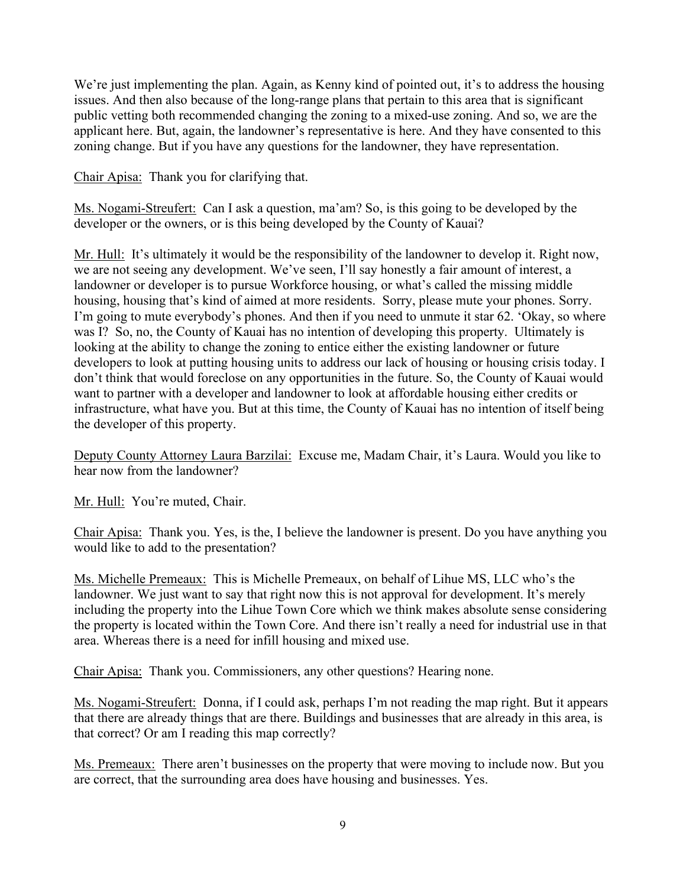We're just implementing the plan. Again, as Kenny kind of pointed out, it's to address the housing issues. And then also because of the long-range plans that pertain to this area that is significant public vetting both recommended changing the zoning to a mixed-use zoning. And so, we are the applicant here. But, again, the landowner's representative is here. And they have consented to this zoning change. But if you have any questions for the landowner, they have representation.

<u>Chair Apisa:</u> Thank you for clarifying that.

<u>Ms. Nogami-Streufert:</u> Can I ask a question, ma'am? So, is this going to be developed by the developer or the owners, or is this being developed by the County of Kauai?

<u>Mr. Hull:</u> It's ultimately it would be the responsibility of the landowner to develop it. Right now, we are not seeing any development. We've seen, I'll say honestly a fair amount of interest, a landowner or developer is to pursue Workforce housing, or what's called the missing middle housing, housing that's kind of aimed at more residents. Sorry, please mute your phones. Sorry. I'm going to mute everybody's phones. And then if you need to unmute it star 62. 'Okay, so where was I? So, no, the County of Kauai has no intention of developing this property. Ultimately is looking at the ability to change the zoning to entice either the existing landowner or future developers to look at putting housing units to address our lack of housing or housing crisis today. I don't think that would foreclose on any opportunities in the future. So, the County of Kauai would want to partner with a developer and landowner to look at affordable housing either credits or infrastructure, what have you. But at this time, the County of Kauai has no intention of itself being the developer of this property.

<u>Deputy County Attorney Laura Barzilai:</u> Excuse me, Madam Chair, it's Laura. Would you like to hear now from the landowner?

<u>Mr. Hull:</u> You're muted, Chair.

<u>Chair Apisa:</u> Thank you. Yes, is the, I believe the landowner is present. Do you have anything you would like to add to the presentation?

<u>Ms. Michelle Premeaux:</u> This is Michelle Premeaux, on behalf of Lihue MS, LLC who's the landowner. We just want to say that right now this is not approval for development. It's merely including the property into the Lihue Town Core which we think makes absolute sense considering the property is located within the Town Core. And there isn't really a need for industrial use in that area. Whereas there is a need for infill housing and mixed use.

<u>Chair Apisa:</u> Thank you. Commissioners, any other questions? Hearing none.

<u>Ms. Nogami-Streufert:</u> Donna, if I could ask, perhaps I'm not reading the map right. But it appears that there are already things that are there. Buildings and businesses that are already in this area, is that correct? Or am I reading this map correctly?

<u>Ms. Premeaux:</u> There aren't businesses on the property that were moving to include now. But you are correct, that the surrounding area does have housing and businesses. Yes.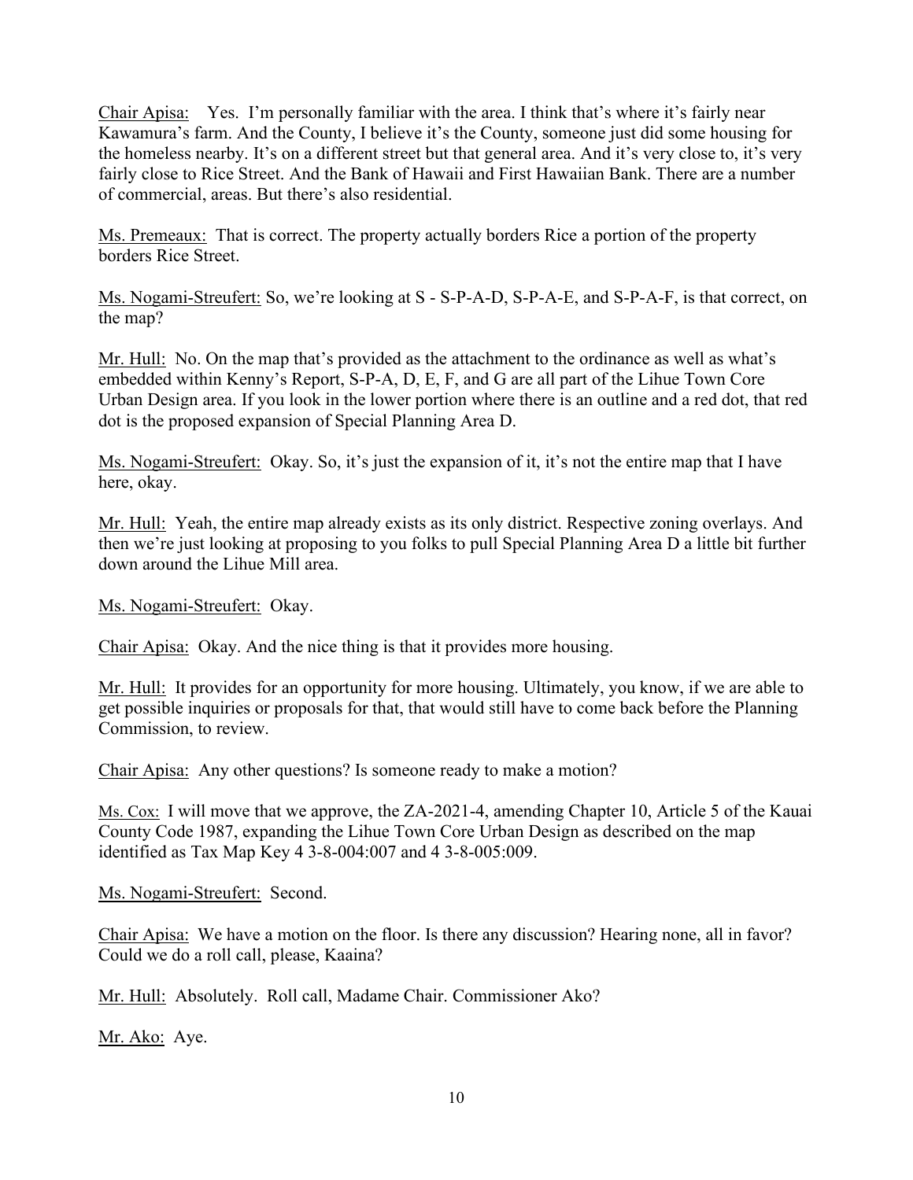Chair Apisa: Yes. I'm personally familiar with the area. I think that's where it's fairly near Kawamura's farm. And the County, I believe it's the County, someone just did some housing for the homeless nearby. It's on a different street but that general area. And it's very close to, it's very fairly close to Rice Street. And the Bank of Hawaii and First Hawaiian Bank. There are a number of commercial, areas. But there's also residential.

Ms. Premeaux: That is correct. The property actually borders Rice a portion of the property borders Rice Street.

Ms. Nogami-Streufert: So, we're looking at S - S-P-A-D, S-P-A-E, and S-P-A-F, is that correct, on the map?

Mr. Hull: No. On the map that's provided as the attachment to the ordinance as well as what's embedded within Kenny's Report, S-P-A, D, E, F, and G are all part of the Lihue Town Core Urban Design area. If you look in the lower portion where there is an outline and a red dot, that red dot is the proposed expansion of Special Planning Area D.

Ms. Nogami-Streufert: Okay. So, it's just the expansion of it, it's not the entire map that I have here, okay.

Mr. Hull: Yeah, the entire map already exists as its only district. Respective zoning overlays. And then we're just looking at proposing to you folks to pull Special Planning Area D a little bit further down around the Lihue Mill area.

Ms. Nogami-Streufert: Okay.

Chair Apisa: Okay. And the nice thing is that it provides more housing.

Mr. Hull: It provides for an opportunity for more housing. Ultimately, you know, if we are able to get possible inquiries or proposals for that, that would still have to come back before the Planning Commission, to review.

Chair Apisa: Any other questions? Is someone ready to make a motion?

Ms. Cox: I will move that we approve, the ZA-2021-4, amending Chapter 10, Article 5 of the Kauai County Code 1987, expanding the Lihue Town Core Urban Design as described on the map identified as Tax Map Key 4 3-8-004:007 and 4 3-8-005:009.

Ms. Nogami-Streufert: Second.

Chair Apisa: We have a motion on the floor. Is there any discussion? Hearing none, all in favor? Could we do a roll call, please, Kaaina?

Mr. Hull: Absolutely. Roll call, Madame Chair. Commissioner Ako?

Mr. Ako: Aye.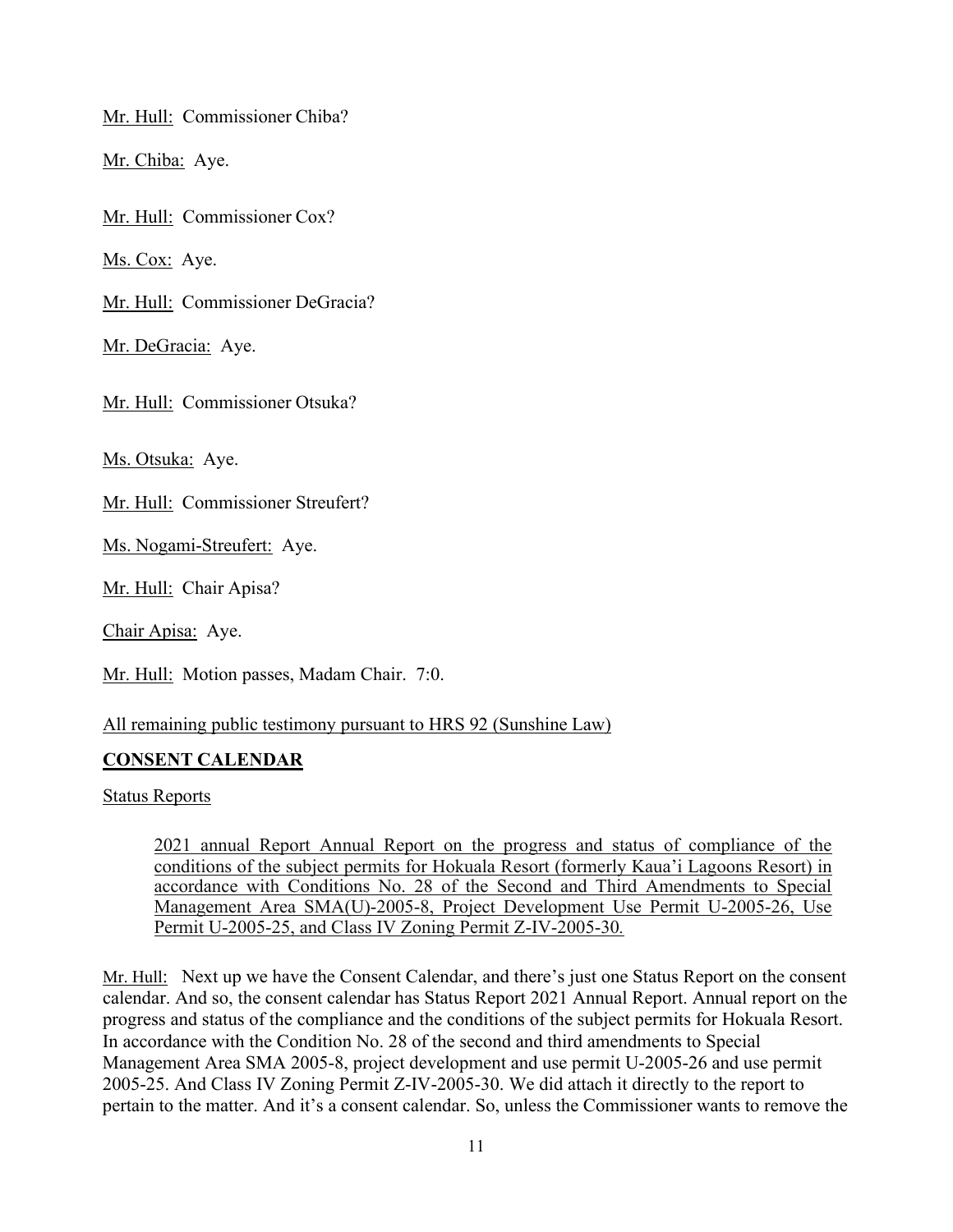Mr. Hull: Commissioner Chiba?

Mr. Chiba: Aye.

Mr. Hull: Commissioner Cox?

Ms. Cox: Aye.

Mr. Hull: Commissioner DeGracia?

Mr. DeGracia: Aye.

Mr. Hull: Commissioner Otsuka?

Ms. Otsuka: Aye.

Mr. Hull: Commissioner Streufert?

Ms. Nogami-Streufert: Aye.

Mr. Hull: Chair Apisa?

Chair Apisa: Aye.

Mr. Hull: Motion passes, Madam Chair. 7:0.

All remaining public testimony pursuant to HRS 92 (Sunshine Law)

**CONSENT CALENDAR**

Status Reports

> 2021 annual Report Annual Report on the progress and status of compliance of the conditions of the subject permits for Hokuala Resort (formerly Kaua'i Lagoons Resort) in accordance with Conditions No. 28 of the Second and Third Amendments to Special Management Area SMA(U)-2005-8, Project Development Use Permit U-2005-26, Use Permit U-2005-25, and Class IV Zoning Permit Z-IV-2005-30.

Mr. Hull: Next up we have the Consent Calendar, and there's just one Status Report on the consent calendar. And so, the consent calendar has Status Report 2021 Annual Report. Annual report on the progress and status of the compliance and the conditions of the subject permits for Hokuala Resort. In accordance with the Condition No. 28 of the second and third amendments to Special Management Area SMA 2005-8, project development and use permit U-2005-26 and use permit 2005-25. And Class IV Zoning Permit Z-IV-2005-30. We did attach it directly to the report to pertain to the matter. And it's a consent calendar. So, unless the Commissioner wants to remove the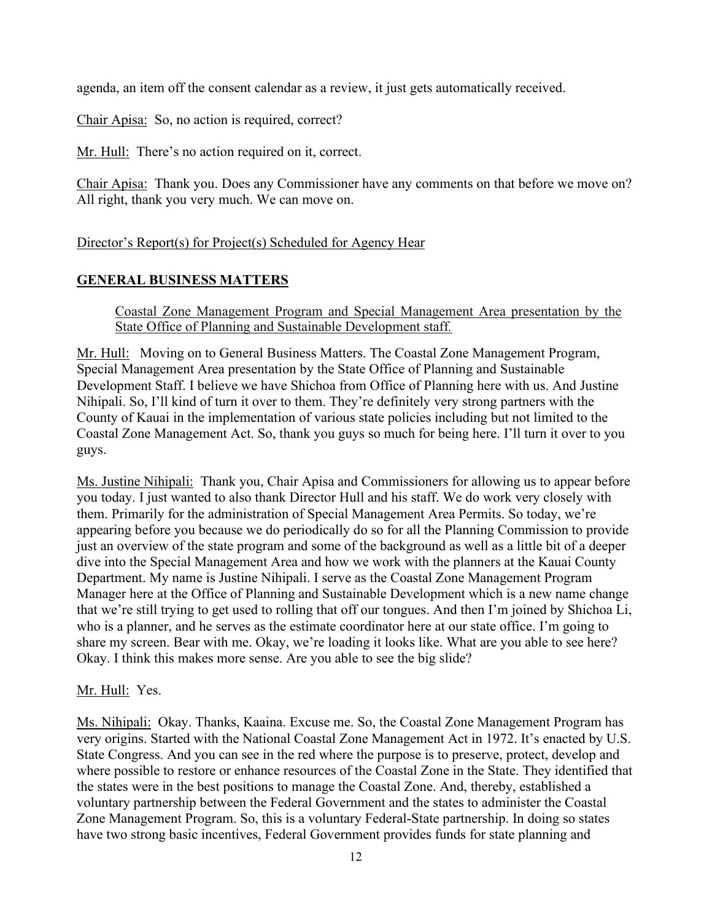agenda, an item off the consent calendar as a review, it just gets automatically received.

Chair Apisa: So, no action is required, correct?

Mr. Hull: There's no action required on it, correct.

Chair Apisa: Thank you. Does any Commissioner have any comments on that before we move on? All right, thank you very much. We can move on.

Director's Report(s) for Project(s) Scheduled for Agency Hear

**GENERAL BUSINESS MATTERS**

Coastal Zone Management Program and Special Management Area presentation by the State Office of Planning and Sustainable Development staff.

Mr. Hull: Moving on to General Business Matters. The Coastal Zone Management Program, Special Management Area presentation by the State Office of Planning and Sustainable Development Staff. I believe we have Shichoa from Office of Planning here with us. And Justine Nihipali. So, I'll kind of turn it over to them. They're definitely very strong partners with the County of Kauai in the implementation of various state policies including but not limited to the Coastal Zone Management Act. So, thank you guys so much for being here. I'll turn it over to you guys.

Ms. Justine Nihipali: Thank you, Chair Apisa and Commissioners for allowing us to appear before you today. I just wanted to also thank Director Hull and his staff. We do work very closely with them. Primarily for the administration of Special Management Area Permits. So today, we're appearing before you because we do periodically do so for all the Planning Commission to provide just an overview of the state program and some of the background as well as a little bit of a deeper dive into the Special Management Area and how we work with the planners at the Kauai County Department. My name is Justine Nihipali. I serve as the Coastal Zone Management Program Manager here at the Office of Planning and Sustainable Development which is a new name change that we're still trying to get used to rolling that off our tongues. And then I'm joined by Shichoa Li, who is a planner, and he serves as the estimate coordinator here at our state office. I'm going to share my screen. Bear with me. Okay, we're loading it looks like. What are you able to see here? Okay. I think this makes more sense. Are you able to see the big slide?

Mr. Hull: Yes.

Ms. Nihipali: Okay. Thanks, Kaaina. Excuse me. So, the Coastal Zone Management Program has very origins. Started with the National Coastal Zone Management Act in 1972. It's enacted by U.S. State Congress. And you can see in the red where the purpose is to preserve, protect, develop and where possible to restore or enhance resources of the Coastal Zone in the State. They identified that the states were in the best positions to manage the Coastal Zone. And, thereby, established a voluntary partnership between the Federal Government and the states to administer the Coastal Zone Management Program. So, this is a voluntary Federal-State partnership. In doing so states have two strong basic incentives, Federal Government provides funds for state planning and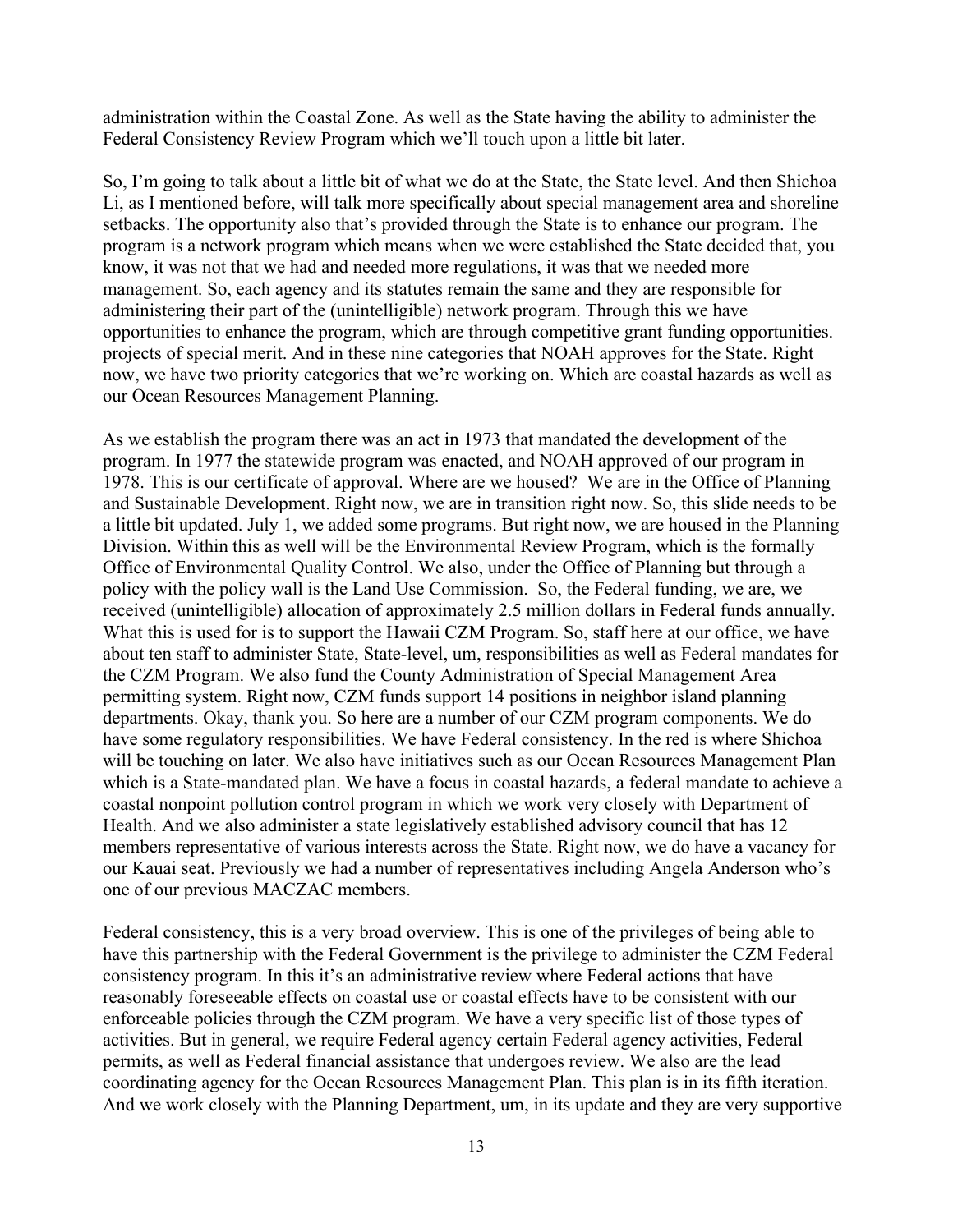administration within the Coastal Zone. As well as the State having the ability to administer the Federal Consistency Review Program which we'll touch upon a little bit later.

So, I'm going to talk about a little bit of what we do at the State, the State level. And then Shichoa Li, as I mentioned before, will talk more specifically about special management area and shoreline setbacks. The opportunity also that's provided through the State is to enhance our program. The program is a network program which means when we were established the State decided that, you know, it was not that we had and needed more regulations, it was that we needed more management. So, each agency and its statutes remain the same and they are responsible for administering their part of the (unintelligible) network program. Through this we have opportunities to enhance the program, which are through competitive grant funding opportunities. projects of special merit. And in these nine categories that NOAH approves for the State. Right now, we have two priority categories that we're working on. Which are coastal hazards as well as our Ocean Resources Management Planning.

As we establish the program there was an act in 1973 that mandated the development of the program. In 1977 the statewide program was enacted, and NOAH approved of our program in 1978. This is our certificate of approval. Where are we housed? We are in the Office of Planning and Sustainable Development. Right now, we are in transition right now. So, this slide needs to be a little bit updated. July 1, we added some programs. But right now, we are housed in the Planning Division. Within this as well will be the Environmental Review Program, which is the formally Office of Environmental Quality Control. We also, under the Office of Planning but through a policy with the policy wall is the Land Use Commission. So, the Federal funding, we are, we received (unintelligible) allocation of approximately 2.5 million dollars in Federal funds annually. What this is used for is to support the Hawaii CZM Program. So, staff here at our office, we have about ten staff to administer State, State-level, um, responsibilities as well as Federal mandates for the CZM Program. We also fund the County Administration of Special Management Area permitting system. Right now, CZM funds support 14 positions in neighbor island planning departments. Okay, thank you. So here are a number of our CZM program components. We do have some regulatory responsibilities. We have Federal consistency. In the red is where Shichoa will be touching on later. We also have initiatives such as our Ocean Resources Management Plan which is a State-mandated plan. We have a focus in coastal hazards, a federal mandate to achieve a coastal nonpoint pollution control program in which we work very closely with Department of Health. And we also administer a state legislatively established advisory council that has 12 members representative of various interests across the State. Right now, we do have a vacancy for our Kauai seat. Previously we had a number of representatives including Angela Anderson who's one of our previous MACZAC members.

Federal consistency, this is a very broad overview. This is one of the privileges of being able to have this partnership with the Federal Government is the privilege to administer the CZM Federal consistency program. In this it's an administrative review where Federal actions that have reasonably foreseeable effects on coastal use or coastal effects have to be consistent with our enforceable policies through the CZM program. We have a very specific list of those types of activities. But in general, we require Federal agency certain Federal agency activities, Federal permits, as well as Federal financial assistance that undergoes review. We also are the lead coordinating agency for the Ocean Resources Management Plan. This plan is in its fifth iteration. And we work closely with the Planning Department, um, in its update and they are very supportive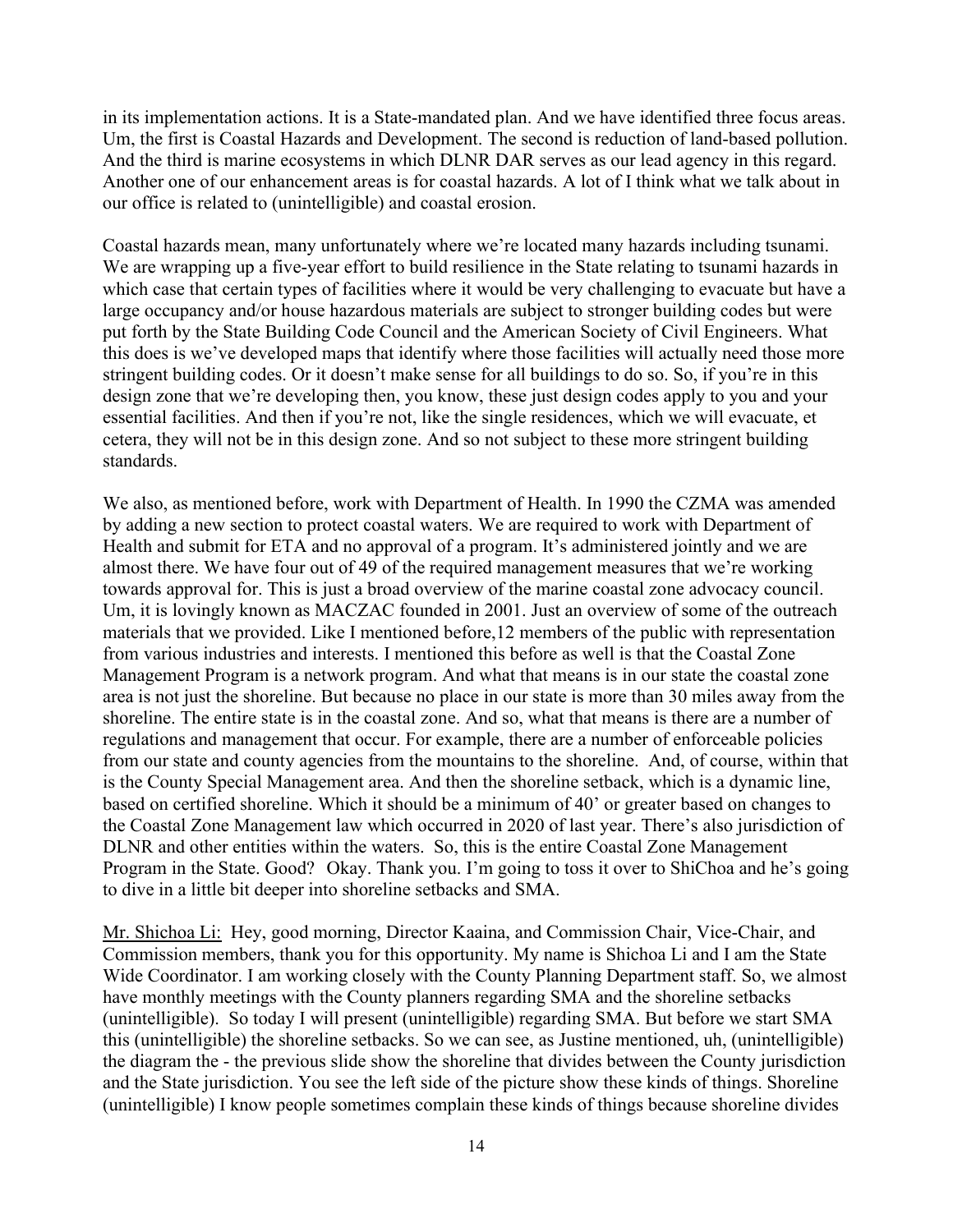in its implementation actions. It is a State-mandated plan. And we have identified three focus areas. Um, the first is Coastal Hazards and Development. The second is reduction of land-based pollution. And the third is marine ecosystems in which DLNR DAR serves as our lead agency in this regard. Another one of our enhancement areas is for coastal hazards. A lot of I think what we talk about in our office is related to (unintelligible) and coastal erosion.

Coastal hazards mean, many unfortunately where we're located many hazards including tsunami. We are wrapping up a five-year effort to build resilience in the State relating to tsunami hazards in which case that certain types of facilities where it would be very challenging to evacuate but have a large occupancy and/or house hazardous materials are subject to stronger building codes but were put forth by the State Building Code Council and the American Society of Civil Engineers. What this does is we've developed maps that identify where those facilities will actually need those more stringent building codes. Or it doesn't make sense for all buildings to do so. So, if you're in this design zone that we're developing then, you know, these just design codes apply to you and your essential facilities. And then if you're not, like the single residences, which we will evacuate, et cetera, they will not be in this design zone. And so not subject to these more stringent building standards.

We also, as mentioned before, work with Department of Health. In 1990 the CZMA was amended by adding a new section to protect coastal waters. We are required to work with Department of Health and submit for ETA and no approval of a program. It's administered jointly and we are almost there. We have four out of 49 of the required management measures that we're working towards approval for. This is just a broad overview of the marine coastal zone advocacy council. Um, it is lovingly known as MACZAC founded in 2001. Just an overview of some of the outreach materials that we provided. Like I mentioned before,12 members of the public with representation from various industries and interests. I mentioned this before as well is that the Coastal Zone Management Program is a network program. And what that means is in our state the coastal zone area is not just the shoreline. But because no place in our state is more than 30 miles away from the shoreline. The entire state is in the coastal zone. And so, what that means is there are a number of regulations and management that occur. For example, there are a number of enforceable policies from our state and county agencies from the mountains to the shoreline. And, of course, within that is the County Special Management area. And then the shoreline setback, which is a dynamic line, based on certified shoreline. Which it should be a minimum of 40' or greater based on changes to the Coastal Zone Management law which occurred in 2020 of last year. There's also jurisdiction of DLNR and other entities within the waters. So, this is the entire Coastal Zone Management Program in the State. Good? Okay. Thank you. I'm going to toss it over to ShiChoa and he's going to dive in a little bit deeper into shoreline setbacks and SMA.

Mr. Shichoa Li: Hey, good morning, Director Kaaina, and Commission Chair, Vice-Chair, and Commission members, thank you for this opportunity. My name is Shichoa Li and I am the State Wide Coordinator. I am working closely with the County Planning Department staff. So, we almost have monthly meetings with the County planners regarding SMA and the shoreline setbacks (unintelligible). So today I will present (unintelligible) regarding SMA. But before we start SMA this (unintelligible) the shoreline setbacks. So we can see, as Justine mentioned, uh, (unintelligible) the diagram the - the previous slide show the shoreline that divides between the County jurisdiction and the State jurisdiction. You see the left side of the picture show these kinds of things. Shoreline (unintelligible) I know people sometimes complain these kinds of things because shoreline divides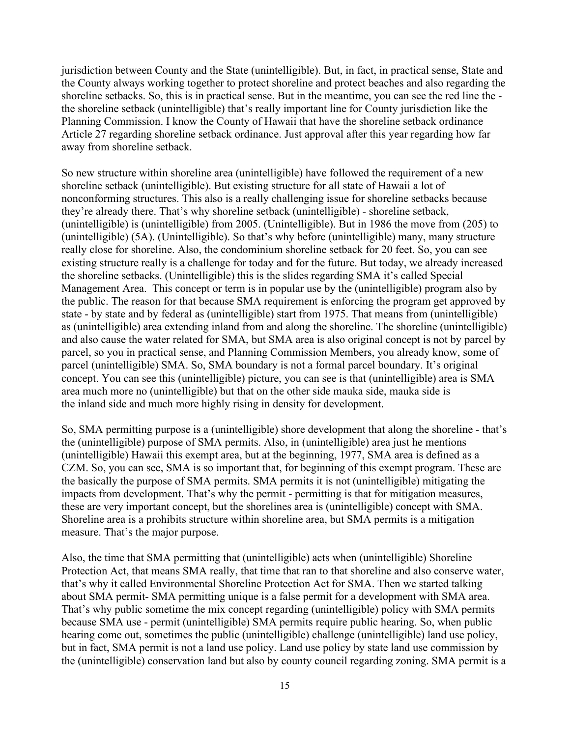jurisdiction between County and the State (unintelligible). But, in fact, in practical sense, State and the County always working together to protect shoreline and protect beaches and also regarding the shoreline setbacks. So, this is in practical sense. But in the meantime, you can see the red line the - the shoreline setback (unintelligible) that's really important line for County jurisdiction like the Planning Commission. I know the County of Hawaii that have the shoreline setback ordinance Article 27 regarding shoreline setback ordinance. Just approval after this year regarding how far away from shoreline setback.

So new structure within shoreline area (unintelligible) have followed the requirement of a new shoreline setback (unintelligible). But existing structure for all state of Hawaii a lot of nonconforming structures. This also is a really challenging issue for shoreline setbacks because they're already there. That's why shoreline setback (unintelligible) - shoreline setback, (unintelligible) is (unintelligible) from 2005. (Unintelligible). But in 1986 the move from (205) to (unintelligible) (5A). (Unintelligible). So that's why before (unintelligible) many, many structure really close for shoreline. Also, the condominium shoreline setback for 20 feet. So, you can see existing structure really is a challenge for today and for the future. But today, we already increased the shoreline setbacks. (Unintelligible) this is the slides regarding SMA it's called Special Management Area. This concept or term is in popular use by the (unintelligible) program also by the public. The reason for that because SMA requirement is enforcing the program get approved by state - by state and by federal as (unintelligible) start from 1975. That means from (unintelligible) as (unintelligible) area extending inland from and along the shoreline. The shoreline (unintelligible) and also cause the water related for SMA, but SMA area is also original concept is not by parcel by parcel, so you in practical sense, and Planning Commission Members, you already know, some of parcel (unintelligible) SMA. So, SMA boundary is not a formal parcel boundary. It's original concept. You can see this (unintelligible) picture, you can see is that (unintelligible) area is SMA area much more no (unintelligible) but that on the other side mauka side, mauka side is the inland side and much more highly rising in density for development.

So, SMA permitting purpose is a (unintelligible) shore development that along the shoreline - that's the (unintelligible) purpose of SMA permits. Also, in (unintelligible) area just he mentions (unintelligible) Hawaii this exempt area, but at the beginning, 1977, SMA area is defined as a CZM. So, you can see, SMA is so important that, for beginning of this exempt program. These are the basically the purpose of SMA permits. SMA permits it is not (unintelligible) mitigating the impacts from development. That's why the permit - permitting is that for mitigation measures, these are very important concept, but the shorelines area is (unintelligible) concept with SMA. Shoreline area is a prohibits structure within shoreline area, but SMA permits is a mitigation measure. That's the major purpose.

Also, the time that SMA permitting that (unintelligible) acts when (unintelligible) Shoreline Protection Act, that means SMA really, that time that ran to that shoreline and also conserve water, that's why it called Environmental Shoreline Protection Act for SMA. Then we started talking about SMA permit- SMA permitting unique is a false permit for a development with SMA area. That's why public sometime the mix concept regarding (unintelligible) policy with SMA permits because SMA use - permit (unintelligible) SMA permits require public hearing. So, when public hearing come out, sometimes the public (unintelligible) challenge (unintelligible) land use policy, but in fact, SMA permit is not a land use policy. Land use policy by state land use commission by the (unintelligible) conservation land but also by county council regarding zoning. SMA permit is a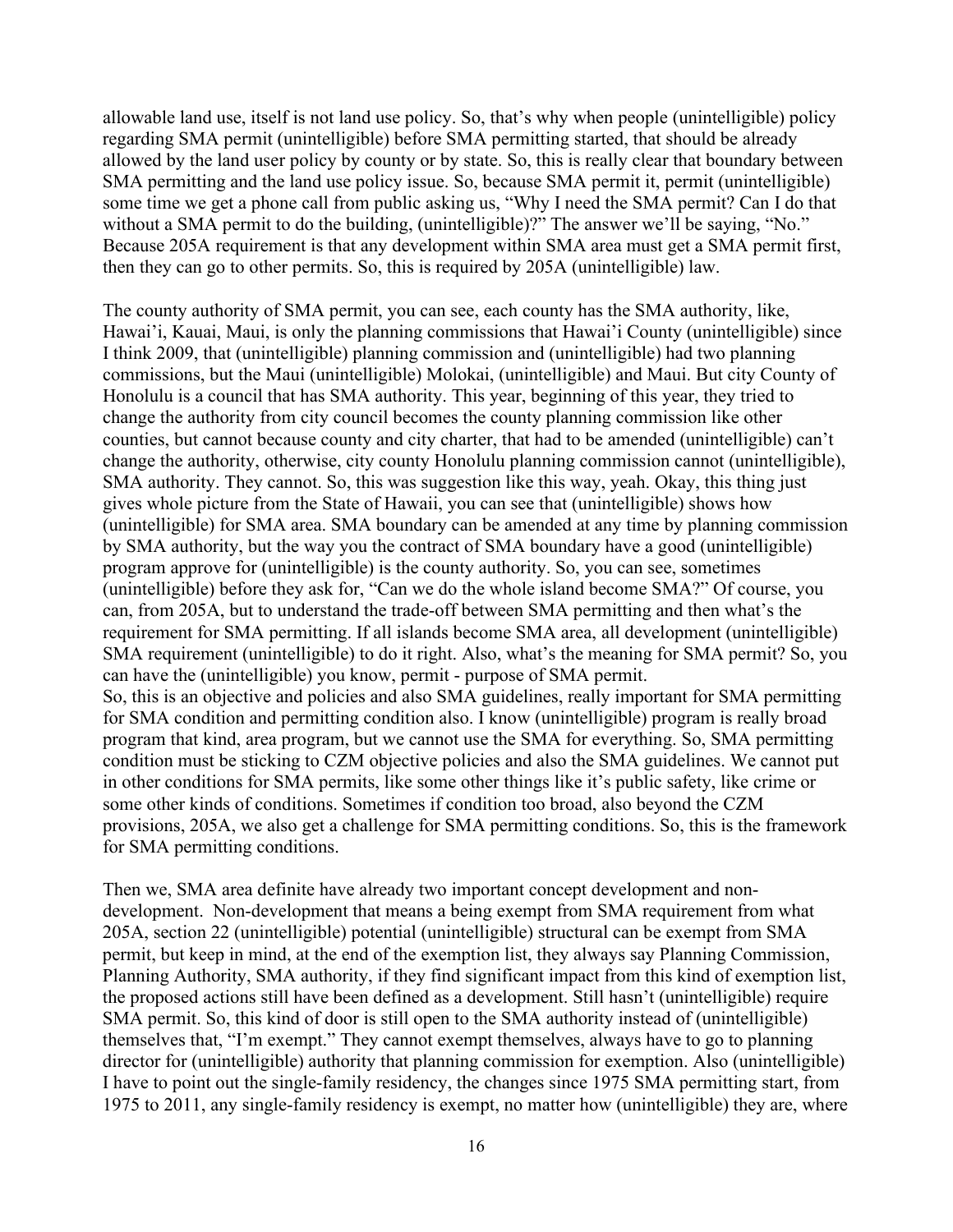allowable land use, itself is not land use policy. So, that's why when people (unintelligible) policy regarding SMA permit (unintelligible) before SMA permitting started, that should be already allowed by the land user policy by county or by state. So, this is really clear that boundary between SMA permitting and the land use policy issue. So, because SMA permit it, permit (unintelligible) some time we get a phone call from public asking us, "Why I need the SMA permit? Can I do that without a SMA permit to do the building, (unintelligible)?" The answer we'll be saying, "No." Because 205A requirement is that any development within SMA area must get a SMA permit first, then they can go to other permits. So, this is required by 205A (unintelligible) law.

The county authority of SMA permit, you can see, each county has the SMA authority, like, Hawai'i, Kauai, Maui, is only the planning commissions that Hawai'i County (unintelligible) since I think 2009, that (unintelligible) planning commission and (unintelligible) had two planning commissions, but the Maui (unintelligible) Molokai, (unintelligible) and Maui. But city County of Honolulu is a council that has SMA authority. This year, beginning of this year, they tried to change the authority from city council becomes the county planning commission like other counties, but cannot because county and city charter, that had to be amended (unintelligible) can't change the authority, otherwise, city county Honolulu planning commission cannot (unintelligible), SMA authority. They cannot. So, this was suggestion like this way, yeah. Okay, this thing just gives whole picture from the State of Hawaii, you can see that (unintelligible) shows how (unintelligible) for SMA area. SMA boundary can be amended at any time by planning commission by SMA authority, but the way you the contract of SMA boundary have a good (unintelligible) program approve for (unintelligible) is the county authority. So, you can see, sometimes (unintelligible) before they ask for, "Can we do the whole island become SMA?" Of course, you can, from 205A, but to understand the trade-off between SMA permitting and then what's the requirement for SMA permitting. If all islands become SMA area, all development (unintelligible) SMA requirement (unintelligible) to do it right. Also, what's the meaning for SMA permit? So, you can have the (unintelligible) you know, permit - purpose of SMA permit.
So, this is an objective and policies and also SMA guidelines, really important for SMA permitting for SMA condition and permitting condition also. I know (unintelligible) program is really broad program that kind, area program, but we cannot use the SMA for everything. So, SMA permitting condition must be sticking to CZM objective policies and also the SMA guidelines. We cannot put in other conditions for SMA permits, like some other things like it's public safety, like crime or some other kinds of conditions. Sometimes if condition too broad, also beyond the CZM provisions, 205A, we also get a challenge for SMA permitting conditions. So, this is the framework for SMA permitting conditions.

Then we, SMA area definite have already two important concept development and non-development. Non-development that means a being exempt from SMA requirement from what 205A, section 22 (unintelligible) potential (unintelligible) structural can be exempt from SMA permit, but keep in mind, at the end of the exemption list, they always say Planning Commission, Planning Authority, SMA authority, if they find significant impact from this kind of exemption list, the proposed actions still have been defined as a development. Still hasn't (unintelligible) require SMA permit. So, this kind of door is still open to the SMA authority instead of (unintelligible) themselves that, "I'm exempt." They cannot exempt themselves, always have to go to planning director for (unintelligible) authority that planning commission for exemption. Also (unintelligible) I have to point out the single-family residency, the changes since 1975 SMA permitting start, from 1975 to 2011, any single-family residency is exempt, no matter how (unintelligible) they are, where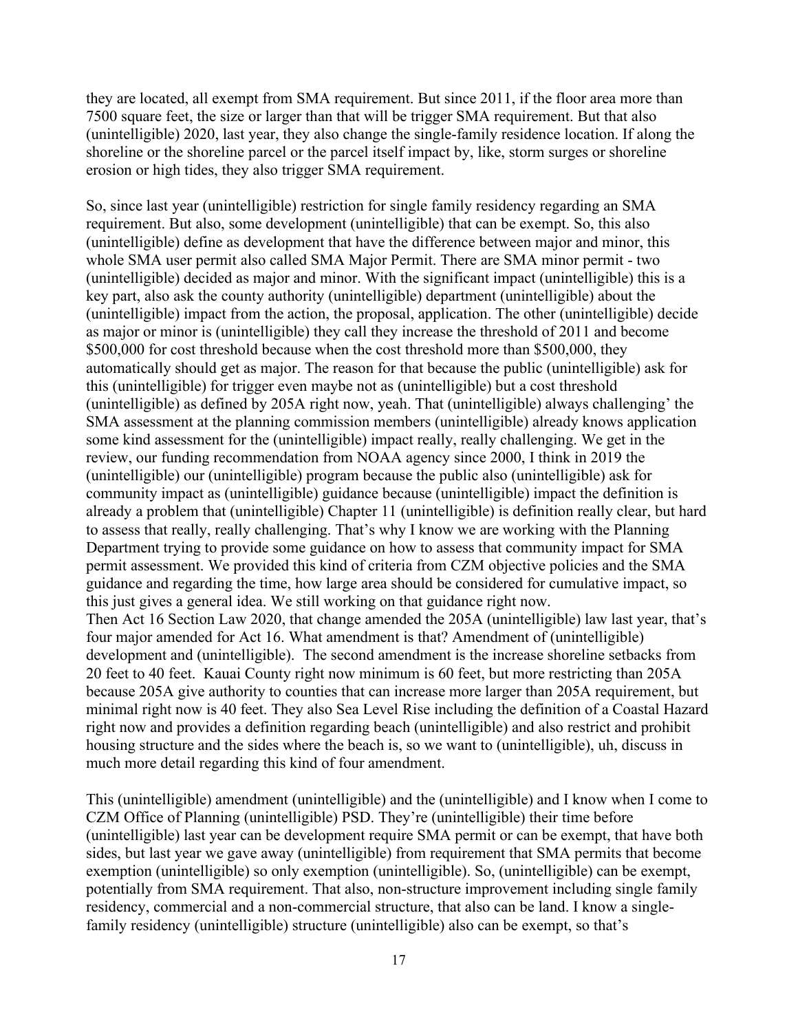they are located, all exempt from SMA requirement. But since 2011, if the floor area more than 7500 square feet, the size or larger than that will be trigger SMA requirement. But that also (unintelligible) 2020, last year, they also change the single-family residence location. If along the shoreline or the shoreline parcel or the parcel itself impact by, like, storm surges or shoreline erosion or high tides, they also trigger SMA requirement.

So, since last year (unintelligible) restriction for single family residency regarding an SMA requirement. But also, some development (unintelligible) that can be exempt. So, this also (unintelligible) define as development that have the difference between major and minor, this whole SMA user permit also called SMA Major Permit. There are SMA minor permit - two (unintelligible) decided as major and minor. With the significant impact (unintelligible) this is a key part, also ask the county authority (unintelligible) department (unintelligible) about the (unintelligible) impact from the action, the proposal, application. The other (unintelligible) decide as major or minor is (unintelligible) they call they increase the threshold of 2011 and become $500,000 for cost threshold because when the cost threshold more than $500,000, they automatically should get as major. The reason for that because the public (unintelligible) ask for this (unintelligible) for trigger even maybe not as (unintelligible) but a cost threshold (unintelligible) as defined by 205A right now, yeah. That (unintelligible) always challenging' the SMA assessment at the planning commission members (unintelligible) already knows application some kind assessment for the (unintelligible) impact really, really challenging. We get in the review, our funding recommendation from NOAA agency since 2000, I think in 2019 the (unintelligible) our (unintelligible) program because the public also (unintelligible) ask for community impact as (unintelligible) guidance because (unintelligible) impact the definition is already a problem that (unintelligible) Chapter 11 (unintelligible) is definition really clear, but hard to assess that really, really challenging. That's why I know we are working with the Planning Department trying to provide some guidance on how to assess that community impact for SMA permit assessment. We provided this kind of criteria from CZM objective policies and the SMA guidance and regarding the time, how large area should be considered for cumulative impact, so this just gives a general idea. We still working on that guidance right now.
Then Act 16 Section Law 2020, that change amended the 205A (unintelligible) law last year, that's four major amended for Act 16. What amendment is that? Amendment of (unintelligible) development and (unintelligible). The second amendment is the increase shoreline setbacks from 20 feet to 40 feet. Kauai County right now minimum is 60 feet, but more restricting than 205A because 205A give authority to counties that can increase more larger than 205A requirement, but minimal right now is 40 feet. They also Sea Level Rise including the definition of a Coastal Hazard right now and provides a definition regarding beach (unintelligible) and also restrict and prohibit housing structure and the sides where the beach is, so we want to (unintelligible), uh, discuss in much more detail regarding this kind of four amendment.

This (unintelligible) amendment (unintelligible) and the (unintelligible) and I know when I come to CZM Office of Planning (unintelligible) PSD. They're (unintelligible) their time before (unintelligible) last year can be development require SMA permit or can be exempt, that have both sides, but last year we gave away (unintelligible) from requirement that SMA permits that become exemption (unintelligible) so only exemption (unintelligible). So, (unintelligible) can be exempt, potentially from SMA requirement. That also, non-structure improvement including single family residency, commercial and a non-commercial structure, that also can be land. I know a single-family residency (unintelligible) structure (unintelligible) also can be exempt, so that's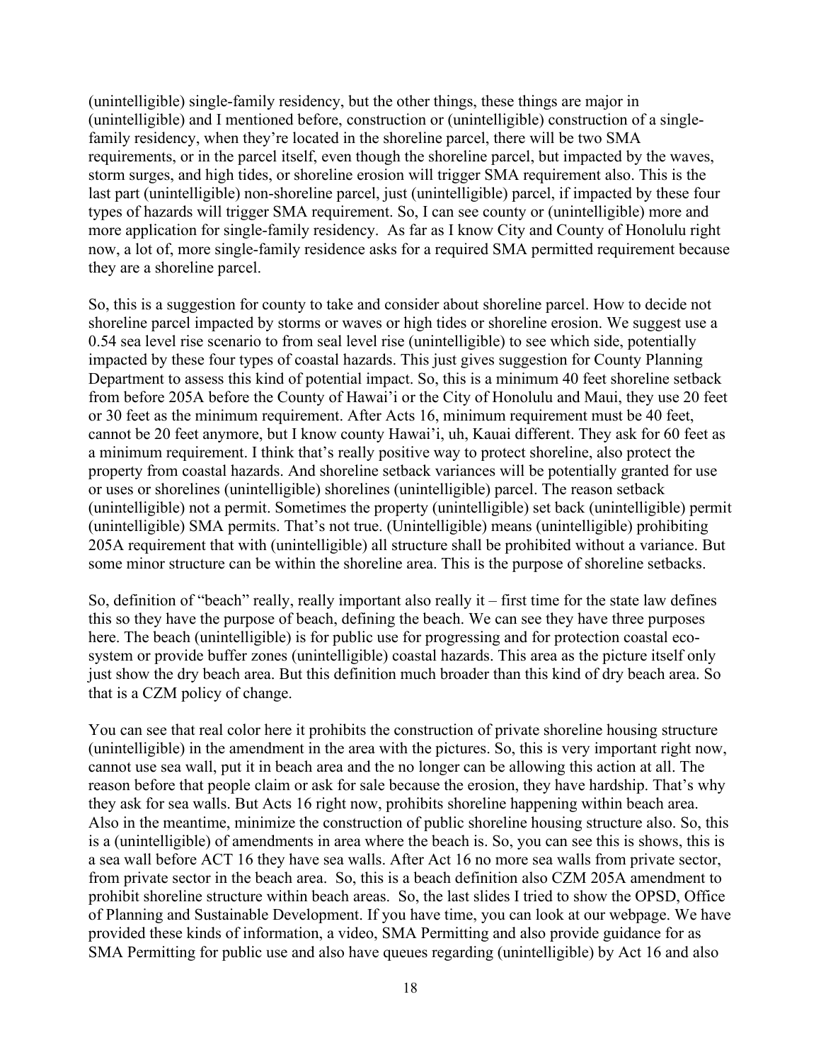(unintelligible) single-family residency, but the other things, these things are major in (unintelligible) and I mentioned before, construction or (unintelligible) construction of a single-family residency, when they're located in the shoreline parcel, there will be two SMA requirements, or in the parcel itself, even though the shoreline parcel, but impacted by the waves, storm surges, and high tides, or shoreline erosion will trigger SMA requirement also. This is the last part (unintelligible) non-shoreline parcel, just (unintelligible) parcel, if impacted by these four types of hazards will trigger SMA requirement. So, I can see county or (unintelligible) more and more application for single-family residency. As far as I know City and County of Honolulu right now, a lot of, more single-family residence asks for a required SMA permitted requirement because they are a shoreline parcel.

So, this is a suggestion for county to take and consider about shoreline parcel. How to decide not shoreline parcel impacted by storms or waves or high tides or shoreline erosion. We suggest use a 0.54 sea level rise scenario to from seal level rise (unintelligible) to see which side, potentially impacted by these four types of coastal hazards. This just gives suggestion for County Planning Department to assess this kind of potential impact. So, this is a minimum 40 feet shoreline setback from before 205A before the County of Hawai'i or the City of Honolulu and Maui, they use 20 feet or 30 feet as the minimum requirement. After Acts 16, minimum requirement must be 40 feet, cannot be 20 feet anymore, but I know county Hawai'i, uh, Kauai different. They ask for 60 feet as a minimum requirement. I think that's really positive way to protect shoreline, also protect the property from coastal hazards. And shoreline setback variances will be potentially granted for use or uses or shorelines (unintelligible) shorelines (unintelligible) parcel. The reason setback (unintelligible) not a permit. Sometimes the property (unintelligible) set back (unintelligible) permit (unintelligible) SMA permits. That's not true. (Unintelligible) means (unintelligible) prohibiting 205A requirement that with (unintelligible) all structure shall be prohibited without a variance. But some minor structure can be within the shoreline area. This is the purpose of shoreline setbacks.

So, definition of "beach" really, really important also really it – first time for the state law defines this so they have the purpose of beach, defining the beach. We can see they have three purposes here. The beach (unintelligible) is for public use for progressing and for protection coastal eco-system or provide buffer zones (unintelligible) coastal hazards. This area as the picture itself only just show the dry beach area. But this definition much broader than this kind of dry beach area. So that is a CZM policy of change.

You can see that real color here it prohibits the construction of private shoreline housing structure (unintelligible) in the amendment in the area with the pictures. So, this is very important right now, cannot use sea wall, put it in beach area and the no longer can be allowing this action at all. The reason before that people claim or ask for sale because the erosion, they have hardship. That's why they ask for sea walls. But Acts 16 right now, prohibits shoreline happening within beach area. Also in the meantime, minimize the construction of public shoreline housing structure also. So, this is a (unintelligible) of amendments in area where the beach is. So, you can see this is shows, this is a sea wall before ACT 16 they have sea walls. After Act 16 no more sea walls from private sector, from private sector in the beach area. So, this is a beach definition also CZM 205A amendment to prohibit shoreline structure within beach areas. So, the last slides I tried to show the OPSD, Office of Planning and Sustainable Development. If you have time, you can look at our webpage. We have provided these kinds of information, a video, SMA Permitting and also provide guidance for as SMA Permitting for public use and also have queues regarding (unintelligible) by Act 16 and also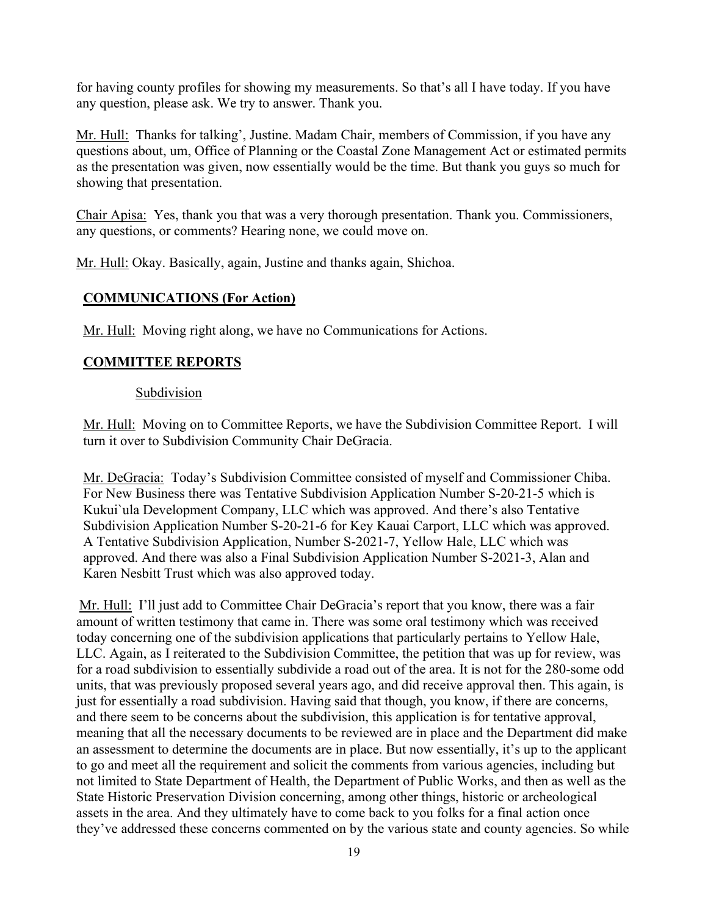for having county profiles for showing my measurements. So that's all I have today. If you have any question, please ask. We try to answer. Thank you.

Mr. Hull: Thanks for talking', Justine. Madam Chair, members of Commission, if you have any questions about, um, Office of Planning or the Coastal Zone Management Act or estimated permits as the presentation was given, now essentially would be the time. But thank you guys so much for showing that presentation.

Chair Apisa: Yes, thank you that was a very thorough presentation. Thank you. Commissioners, any questions, or comments? Hearing none, we could move on.

Mr. Hull: Okay. Basically, again, Justine and thanks again, Shichoa.

## COMMUNICATIONS (For Action)

Mr. Hull: Moving right along, we have no Communications for Actions.

## COMMITTEE REPORTS

### Subdivision

Mr. Hull: Moving on to Committee Reports, we have the Subdivision Committee Report. I will turn it over to Subdivision Community Chair DeGracia.

Mr. DeGracia: Today's Subdivision Committee consisted of myself and Commissioner Chiba. For New Business there was Tentative Subdivision Application Number S-20-21-5 which is Kukui`ula Development Company, LLC which was approved. And there's also Tentative Subdivision Application Number S-20-21-6 for Key Kauai Carport, LLC which was approved. A Tentative Subdivision Application, Number S-2021-7, Yellow Hale, LLC which was approved. And there was also a Final Subdivision Application Number S-2021-3, Alan and Karen Nesbitt Trust which was also approved today.

Mr. Hull: I'll just add to Committee Chair DeGracia's report that you know, there was a fair amount of written testimony that came in. There was some oral testimony which was received today concerning one of the subdivision applications that particularly pertains to Yellow Hale, LLC. Again, as I reiterated to the Subdivision Committee, the petition that was up for review, was for a road subdivision to essentially subdivide a road out of the area. It is not for the 280-some odd units, that was previously proposed several years ago, and did receive approval then. This again, is just for essentially a road subdivision. Having said that though, you know, if there are concerns, and there seem to be concerns about the subdivision, this application is for tentative approval, meaning that all the necessary documents to be reviewed are in place and the Department did make an assessment to determine the documents are in place. But now essentially, it's up to the applicant to go and meet all the requirement and solicit the comments from various agencies, including but not limited to State Department of Health, the Department of Public Works, and then as well as the State Historic Preservation Division concerning, among other things, historic or archeological assets in the area. And they ultimately have to come back to you folks for a final action once they've addressed these concerns commented on by the various state and county agencies. So while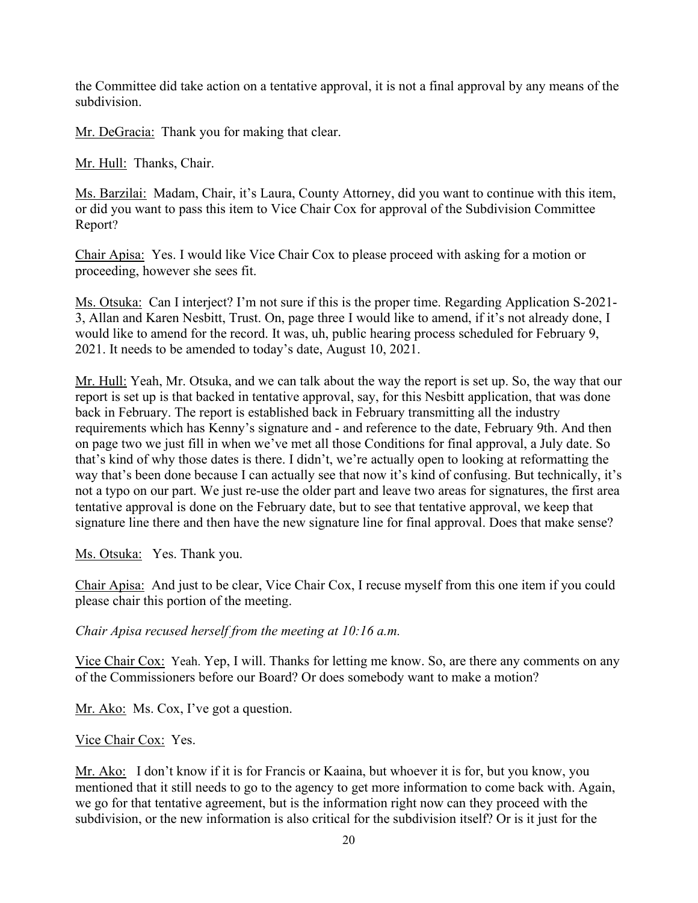the Committee did take action on a tentative approval, it is not a final approval by any means of the subdivision.

Mr. DeGracia: Thank you for making that clear.

Mr. Hull: Thanks, Chair.

Ms. Barzilai: Madam, Chair, it's Laura, County Attorney, did you want to continue with this item, or did you want to pass this item to Vice Chair Cox for approval of the Subdivision Committee Report?

Chair Apisa: Yes. I would like Vice Chair Cox to please proceed with asking for a motion or proceeding, however she sees fit.

Ms. Otsuka: Can I interject? I'm not sure if this is the proper time. Regarding Application S-2021-3, Allan and Karen Nesbitt, Trust. On, page three I would like to amend, if it's not already done, I would like to amend for the record. It was, uh, public hearing process scheduled for February 9, 2021. It needs to be amended to today's date, August 10, 2021.

Mr. Hull: Yeah, Mr. Otsuka, and we can talk about the way the report is set up. So, the way that our report is set up is that backed in tentative approval, say, for this Nesbitt application, that was done back in February. The report is established back in February transmitting all the industry requirements which has Kenny's signature and - and reference to the date, February 9th. And then on page two we just fill in when we've met all those Conditions for final approval, a July date. So that's kind of why those dates is there. I didn't, we're actually open to looking at reformatting the way that's been done because I can actually see that now it's kind of confusing. But technically, it's not a typo on our part. We just re-use the older part and leave two areas for signatures, the first area tentative approval is done on the February date, but to see that tentative approval, we keep that signature line there and then have the new signature line for final approval. Does that make sense?

Ms. Otsuka: Yes. Thank you.

Chair Apisa: And just to be clear, Vice Chair Cox, I recuse myself from this one item if you could please chair this portion of the meeting.

*Chair Apisa recused herself from the meeting at 10:16 a.m.*

Vice Chair Cox: Yeah. Yep, I will. Thanks for letting me know. So, are there any comments on any of the Commissioners before our Board? Or does somebody want to make a motion?

Mr. Ako: Ms. Cox, I've got a question.

Vice Chair Cox: Yes.

Mr. Ako: I don't know if it is for Francis or Kaaina, but whoever it is for, but you know, you mentioned that it still needs to go to the agency to get more information to come back with. Again, we go for that tentative agreement, but is the information right now can they proceed with the subdivision, or the new information is also critical for the subdivision itself? Or is it just for the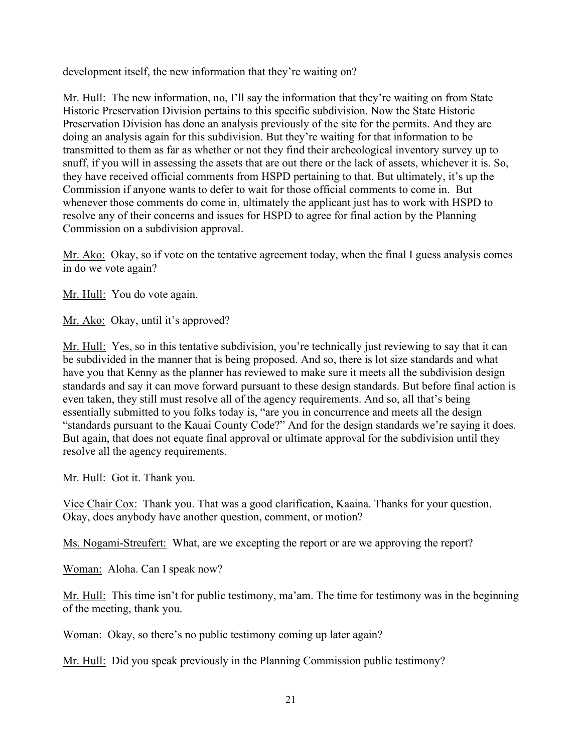development itself, the new information that they're waiting on?

Mr. Hull: The new information, no, I'll say the information that they're waiting on from State Historic Preservation Division pertains to this specific subdivision. Now the State Historic Preservation Division has done an analysis previously of the site for the permits. And they are doing an analysis again for this subdivision. But they're waiting for that information to be transmitted to them as far as whether or not they find their archeological inventory survey up to snuff, if you will in assessing the assets that are out there or the lack of assets, whichever it is. So, they have received official comments from HSPD pertaining to that. But ultimately, it's up the Commission if anyone wants to defer to wait for those official comments to come in. But whenever those comments do come in, ultimately the applicant just has to work with HSPD to resolve any of their concerns and issues for HSPD to agree for final action by the Planning Commission on a subdivision approval.

Mr. Ako: Okay, so if vote on the tentative agreement today, when the final I guess analysis comes in do we vote again?

Mr. Hull: You do vote again.

Mr. Ako: Okay, until it's approved?

Mr. Hull: Yes, so in this tentative subdivision, you're technically just reviewing to say that it can be subdivided in the manner that is being proposed. And so, there is lot size standards and what have you that Kenny as the planner has reviewed to make sure it meets all the subdivision design standards and say it can move forward pursuant to these design standards. But before final action is even taken, they still must resolve all of the agency requirements. And so, all that's being essentially submitted to you folks today is, "are you in concurrence and meets all the design "standards pursuant to the Kauai County Code?" And for the design standards we're saying it does. But again, that does not equate final approval or ultimate approval for the subdivision until they resolve all the agency requirements.

Mr. Hull: Got it. Thank you.

Vice Chair Cox: Thank you. That was a good clarification, Kaaina. Thanks for your question. Okay, does anybody have another question, comment, or motion?

Ms. Nogami-Streufert: What, are we excepting the report or are we approving the report?

Woman: Aloha. Can I speak now?

Mr. Hull: This time isn't for public testimony, ma'am. The time for testimony was in the beginning of the meeting, thank you.

Woman: Okay, so there's no public testimony coming up later again?

Mr. Hull: Did you speak previously in the Planning Commission public testimony?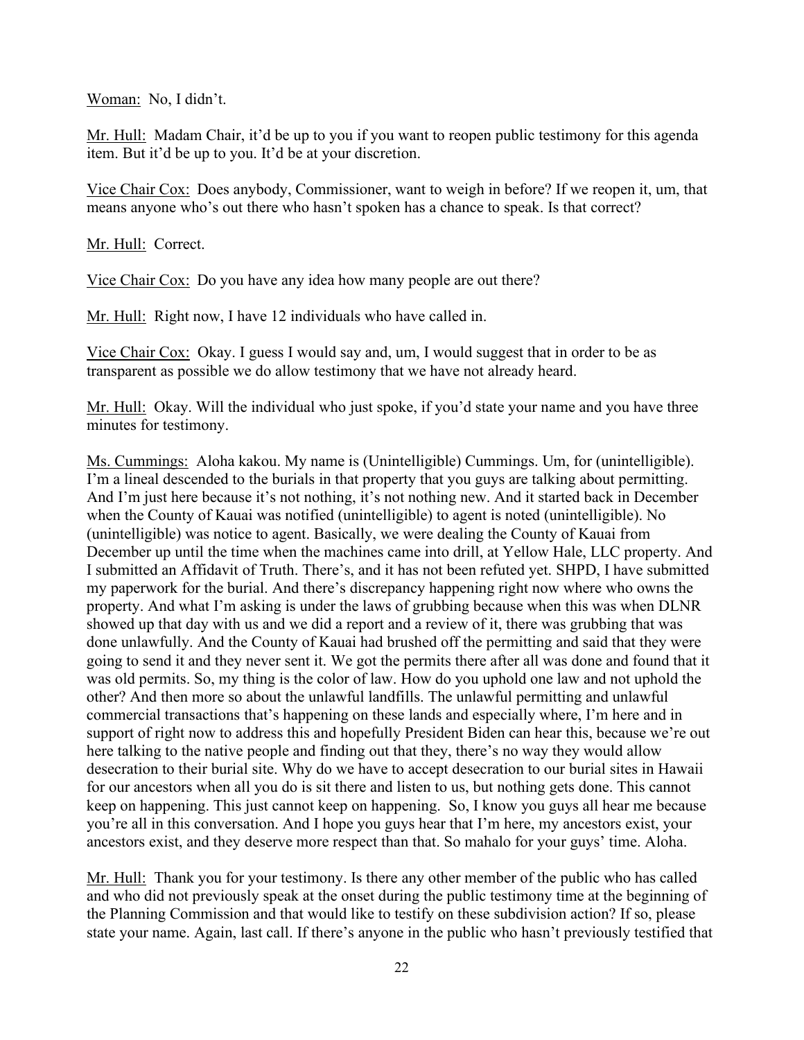Woman: No, I didn't.

Mr. Hull: Madam Chair, it'd be up to you if you want to reopen public testimony for this agenda item. But it'd be up to you. It'd be at your discretion.

Vice Chair Cox: Does anybody, Commissioner, want to weigh in before? If we reopen it, um, that means anyone who's out there who hasn't spoken has a chance to speak. Is that correct?

Mr. Hull: Correct.

Vice Chair Cox: Do you have any idea how many people are out there?

Mr. Hull: Right now, I have 12 individuals who have called in.

Vice Chair Cox: Okay. I guess I would say and, um, I would suggest that in order to be as transparent as possible we do allow testimony that we have not already heard.

Mr. Hull: Okay. Will the individual who just spoke, if you'd state your name and you have three minutes for testimony.

Ms. Cummings: Aloha kakou. My name is (Unintelligible) Cummings. Um, for (unintelligible). I'm a lineal descended to the burials in that property that you guys are talking about permitting. And I'm just here because it's not nothing, it's not nothing new. And it started back in December when the County of Kauai was notified (unintelligible) to agent is noted (unintelligible). No (unintelligible) was notice to agent. Basically, we were dealing the County of Kauai from December up until the time when the machines came into drill, at Yellow Hale, LLC property. And I submitted an Affidavit of Truth. There's, and it has not been refuted yet. SHPD, I have submitted my paperwork for the burial. And there's discrepancy happening right now where who owns the property. And what I'm asking is under the laws of grubbing because when this was when DLNR showed up that day with us and we did a report and a review of it, there was grubbing that was done unlawfully. And the County of Kauai had brushed off the permitting and said that they were going to send it and they never sent it. We got the permits there after all was done and found that it was old permits. So, my thing is the color of law. How do you uphold one law and not uphold the other? And then more so about the unlawful landfills. The unlawful permitting and unlawful commercial transactions that's happening on these lands and especially where, I'm here and in support of right now to address this and hopefully President Biden can hear this, because we're out here talking to the native people and finding out that they, there's no way they would allow desecration to their burial site. Why do we have to accept desecration to our burial sites in Hawaii for our ancestors when all you do is sit there and listen to us, but nothing gets done. This cannot keep on happening. This just cannot keep on happening. So, I know you guys all hear me because you're all in this conversation. And I hope you guys hear that I'm here, my ancestors exist, your ancestors exist, and they deserve more respect than that. So mahalo for your guys' time. Aloha.

Mr. Hull: Thank you for your testimony. Is there any other member of the public who has called and who did not previously speak at the onset during the public testimony time at the beginning of the Planning Commission and that would like to testify on these subdivision action? If so, please state your name. Again, last call. If there's anyone in the public who hasn't previously testified that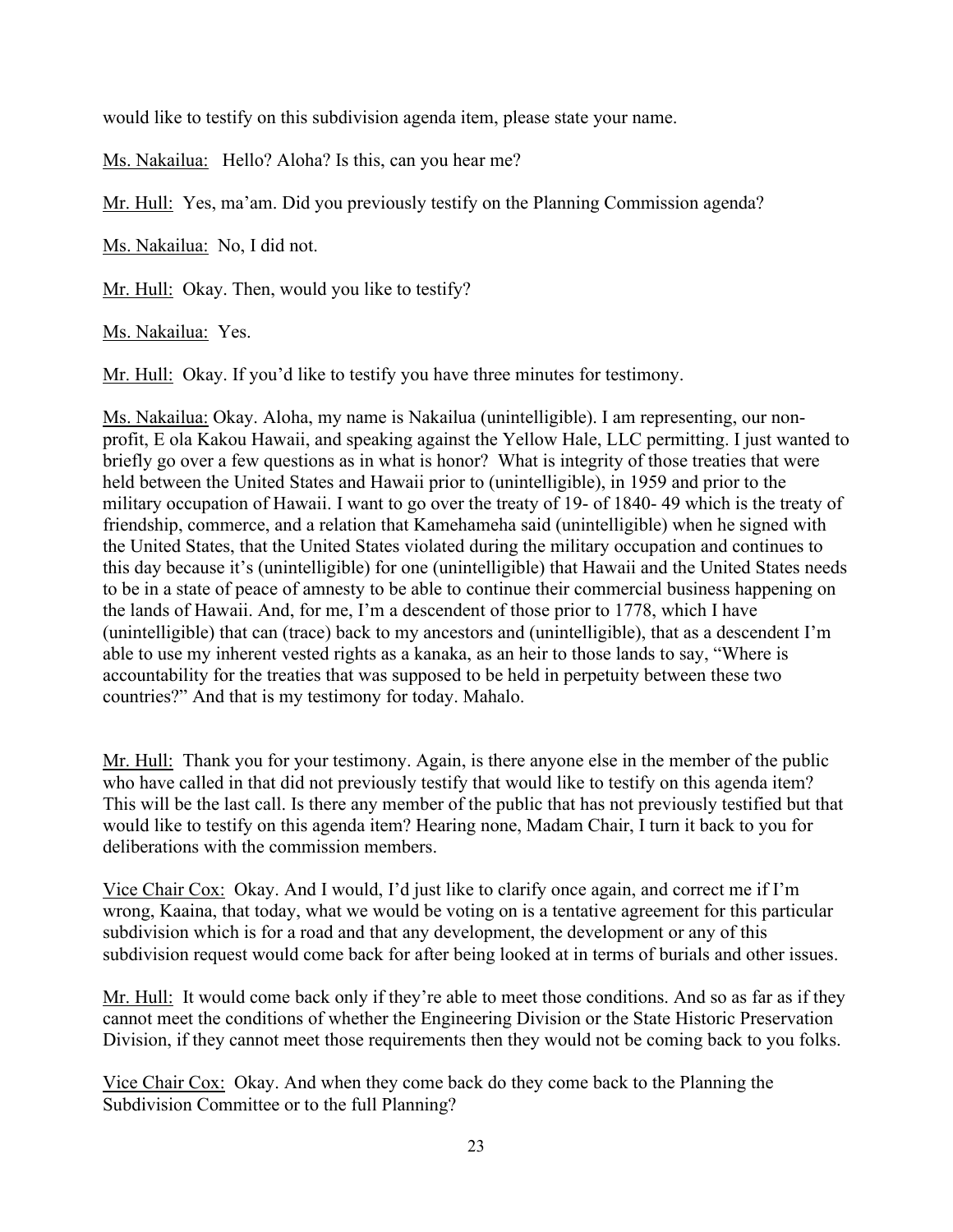would like to testify on this subdivision agenda item, please state your name.

Ms. Nakailua: Hello? Aloha? Is this, can you hear me?

Mr. Hull: Yes, ma'am. Did you previously testify on the Planning Commission agenda?

Ms. Nakailua: No, I did not.

Mr. Hull: Okay. Then, would you like to testify?

Ms. Nakailua: Yes.

Mr. Hull: Okay. If you'd like to testify you have three minutes for testimony.

Ms. Nakailua: Okay. Aloha, my name is Nakailua (unintelligible). I am representing, our non-profit, E ola Kakou Hawaii, and speaking against the Yellow Hale, LLC permitting. I just wanted to briefly go over a few questions as in what is honor? What is integrity of those treaties that were held between the United States and Hawaii prior to (unintelligible), in 1959 and prior to the military occupation of Hawaii. I want to go over the treaty of 19- of 1840- 49 which is the treaty of friendship, commerce, and a relation that Kamehameha said (unintelligible) when he signed with the United States, that the United States violated during the military occupation and continues to this day because it's (unintelligible) for one (unintelligible) that Hawaii and the United States needs to be in a state of peace of amnesty to be able to continue their commercial business happening on the lands of Hawaii. And, for me, I'm a descendent of those prior to 1778, which I have (unintelligible) that can (trace) back to my ancestors and (unintelligible), that as a descendent I'm able to use my inherent vested rights as a kanaka, as an heir to those lands to say, "Where is accountability for the treaties that was supposed to be held in perpetuity between these two countries?" And that is my testimony for today. Mahalo.

Mr. Hull: Thank you for your testimony. Again, is there anyone else in the member of the public who have called in that did not previously testify that would like to testify on this agenda item? This will be the last call. Is there any member of the public that has not previously testified but that would like to testify on this agenda item? Hearing none, Madam Chair, I turn it back to you for deliberations with the commission members.

Vice Chair Cox: Okay. And I would, I'd just like to clarify once again, and correct me if I'm wrong, Kaaina, that today, what we would be voting on is a tentative agreement for this particular subdivision which is for a road and that any development, the development or any of this subdivision request would come back for after being looked at in terms of burials and other issues.

Mr. Hull: It would come back only if they're able to meet those conditions. And so as far as if they cannot meet the conditions of whether the Engineering Division or the State Historic Preservation Division, if they cannot meet those requirements then they would not be coming back to you folks.

Vice Chair Cox: Okay. And when they come back do they come back to the Planning the Subdivision Committee or to the full Planning?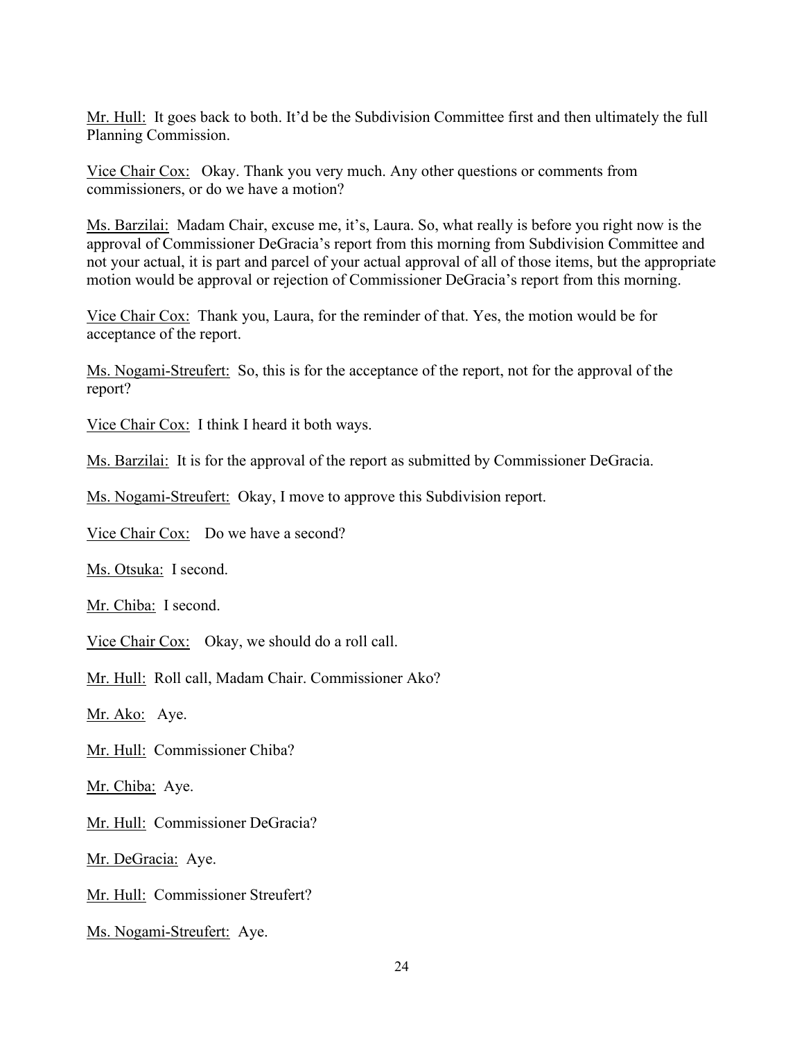Mr. Hull: It goes back to both. It'd be the Subdivision Committee first and then ultimately the full Planning Commission.

Vice Chair Cox: Okay. Thank you very much. Any other questions or comments from commissioners, or do we have a motion?

Ms. Barzilai: Madam Chair, excuse me, it's, Laura. So, what really is before you right now is the approval of Commissioner DeGracia's report from this morning from Subdivision Committee and not your actual, it is part and parcel of your actual approval of all of those items, but the appropriate motion would be approval or rejection of Commissioner DeGracia's report from this morning.

Vice Chair Cox: Thank you, Laura, for the reminder of that. Yes, the motion would be for acceptance of the report.

Ms. Nogami-Streufert: So, this is for the acceptance of the report, not for the approval of the report?

Vice Chair Cox: I think I heard it both ways.

Ms. Barzilai: It is for the approval of the report as submitted by Commissioner DeGracia.

Ms. Nogami-Streufert: Okay, I move to approve this Subdivision report.

Vice Chair Cox: Do we have a second?

Ms. Otsuka: I second.

Mr. Chiba: I second.

Vice Chair Cox: Okay, we should do a roll call.

Mr. Hull: Roll call, Madam Chair. Commissioner Ako?

Mr. Ako: Aye.

Mr. Hull: Commissioner Chiba?

Mr. Chiba: Aye.

Mr. Hull: Commissioner DeGracia?

Mr. DeGracia: Aye.

Mr. Hull: Commissioner Streufert?

Ms. Nogami-Streufert: Aye.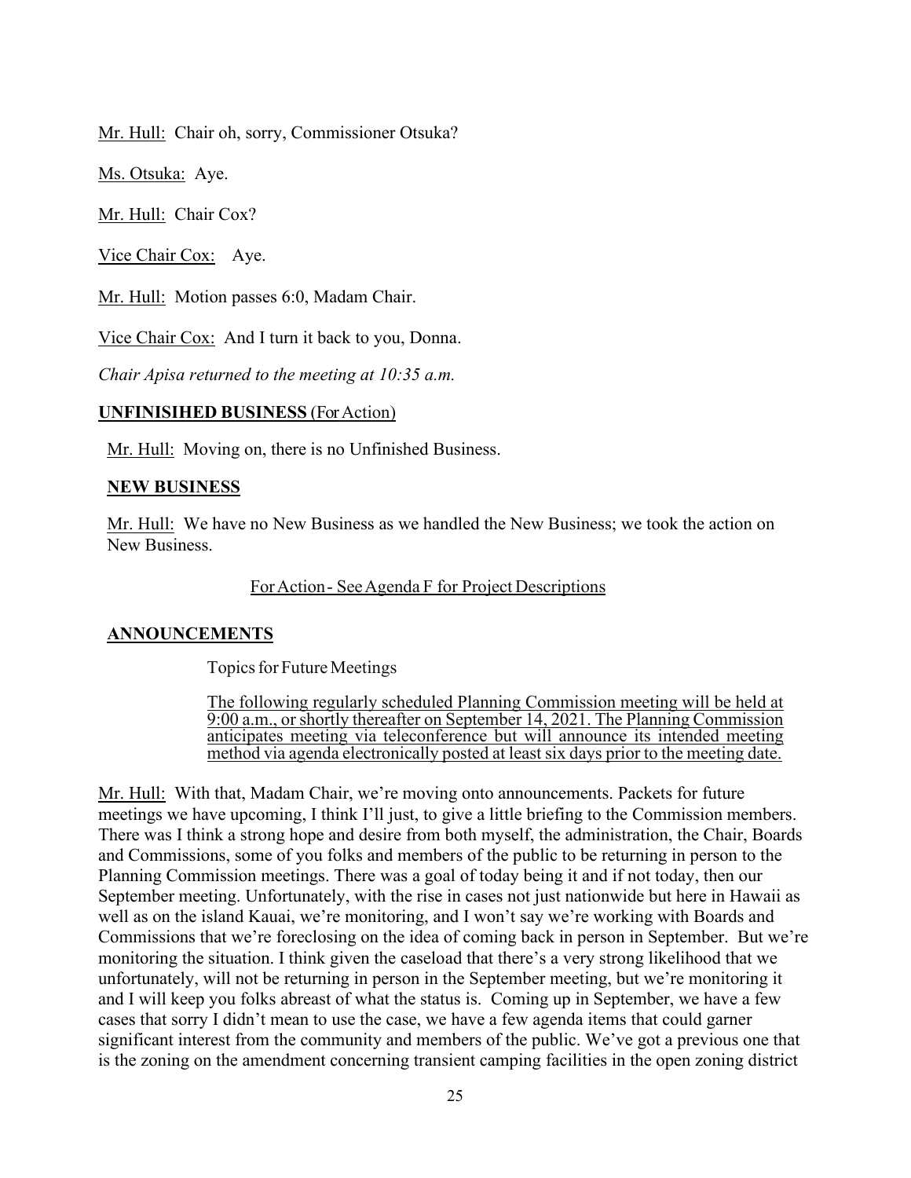Mr. Hull: Chair oh, sorry, Commissioner Otsuka?

Ms. Otsuka: Aye.

Mr. Hull: Chair Cox?

Vice Chair Cox: Aye.

Mr. Hull: Motion passes 6:0, Madam Chair.

Vice Chair Cox: And I turn it back to you, Donna.

*Chair Apisa returned to the meeting at 10:35 a.m.*

**UNFINISIHED BUSINESS** (For Action)

Mr. Hull: Moving on, there is no Unfinished Business.

**NEW BUSINESS**

Mr. Hull: We have no New Business as we handled the New Business; we took the action on New Business.

For Action - See Agenda F for Project Descriptions

**ANNOUNCEMENTS**

Topics for Future Meetings

The following regularly scheduled Planning Commission meeting will be held at 9:00 a.m., or shortly thereafter on September 14, 2021. The Planning Commission anticipates meeting via teleconference but will announce its intended meeting method via agenda electronically posted at least six days prior to the meeting date.

Mr. Hull: With that, Madam Chair, we're moving onto announcements. Packets for future meetings we have upcoming, I think I'll just, to give a little briefing to the Commission members. There was I think a strong hope and desire from both myself, the administration, the Chair, Boards and Commissions, some of you folks and members of the public to be returning in person to the Planning Commission meetings. There was a goal of today being it and if not today, then our September meeting. Unfortunately, with the rise in cases not just nationwide but here in Hawaii as well as on the island Kauai, we're monitoring, and I won't say we're working with Boards and Commissions that we're foreclosing on the idea of coming back in person in September. But we're monitoring the situation. I think given the caseload that there's a very strong likelihood that we unfortunately, will not be returning in person in the September meeting, but we're monitoring it and I will keep you folks abreast of what the status is. Coming up in September, we have a few cases that sorry I didn't mean to use the case, we have a few agenda items that could garner significant interest from the community and members of the public. We've got a previous one that is the zoning on the amendment concerning transient camping facilities in the open zoning district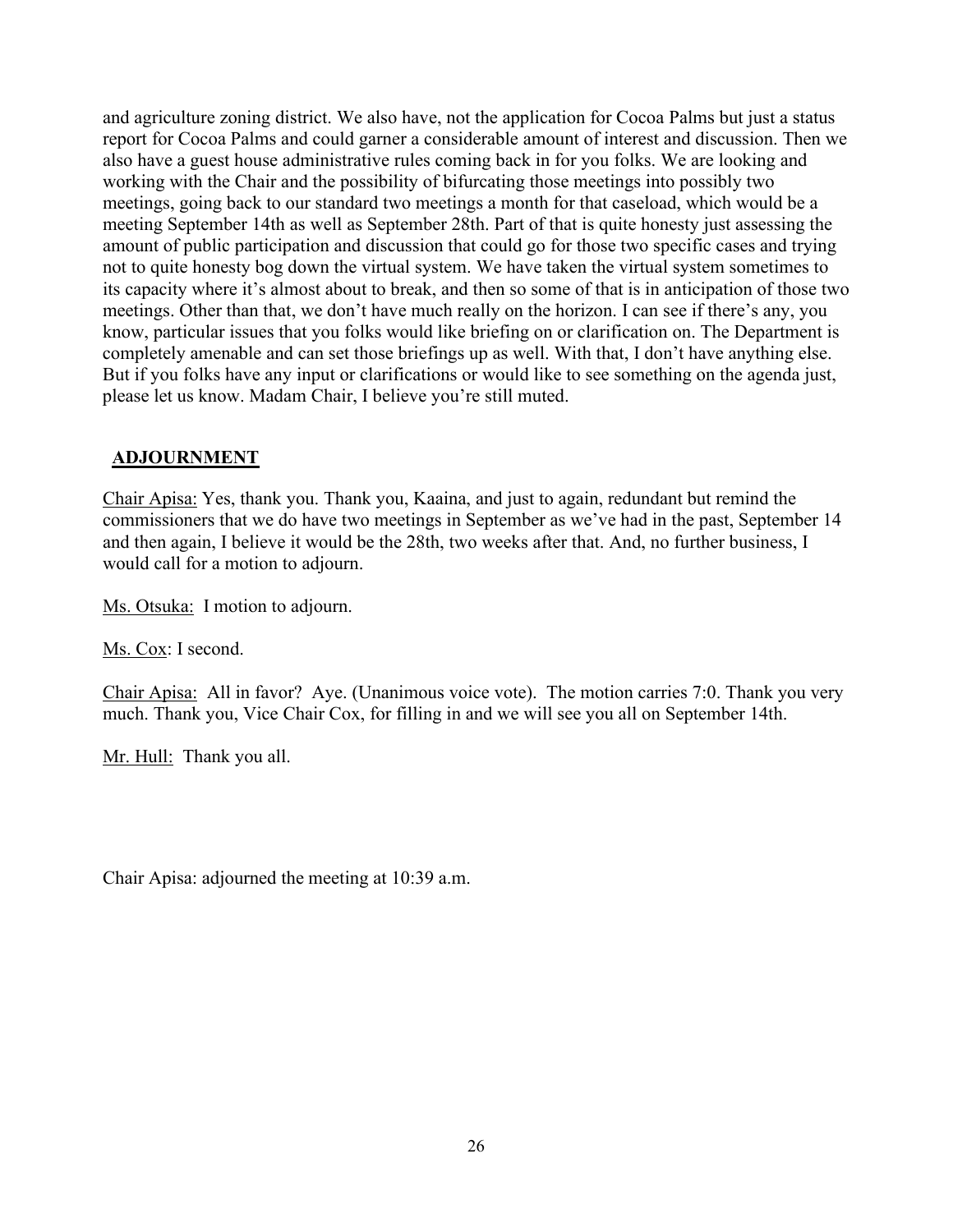and agriculture zoning district. We also have, not the application for Cocoa Palms but just a status report for Cocoa Palms and could garner a considerable amount of interest and discussion. Then we also have a guest house administrative rules coming back in for you folks. We are looking and working with the Chair and the possibility of bifurcating those meetings into possibly two meetings, going back to our standard two meetings a month for that caseload, which would be a meeting September 14th as well as September 28th. Part of that is quite honesty just assessing the amount of public participation and discussion that could go for those two specific cases and trying not to quite honesty bog down the virtual system. We have taken the virtual system sometimes to its capacity where it's almost about to break, and then so some of that is in anticipation of those two meetings. Other than that, we don't have much really on the horizon. I can see if there's any, you know, particular issues that you folks would like briefing on or clarification on. The Department is completely amenable and can set those briefings up as well. With that, I don't have anything else. But if you folks have any input or clarifications or would like to see something on the agenda just, please let us know. Madam Chair, I believe you're still muted.

## ADJOURNMENT

Chair Apisa: Yes, thank you. Thank you, Kaaina, and just to again, redundant but remind the commissioners that we do have two meetings in September as we've had in the past, September 14 and then again, I believe it would be the 28th, two weeks after that. And, no further business, I would call for a motion to adjourn.

Ms. Otsuka: I motion to adjourn.

Ms. Cox: I second.

Chair Apisa: All in favor? Aye. (Unanimous voice vote). The motion carries 7:0. Thank you very much. Thank you, Vice Chair Cox, for filling in and we will see you all on September 14th.

Mr. Hull: Thank you all.

Chair Apisa: adjourned the meeting at 10:39 a.m.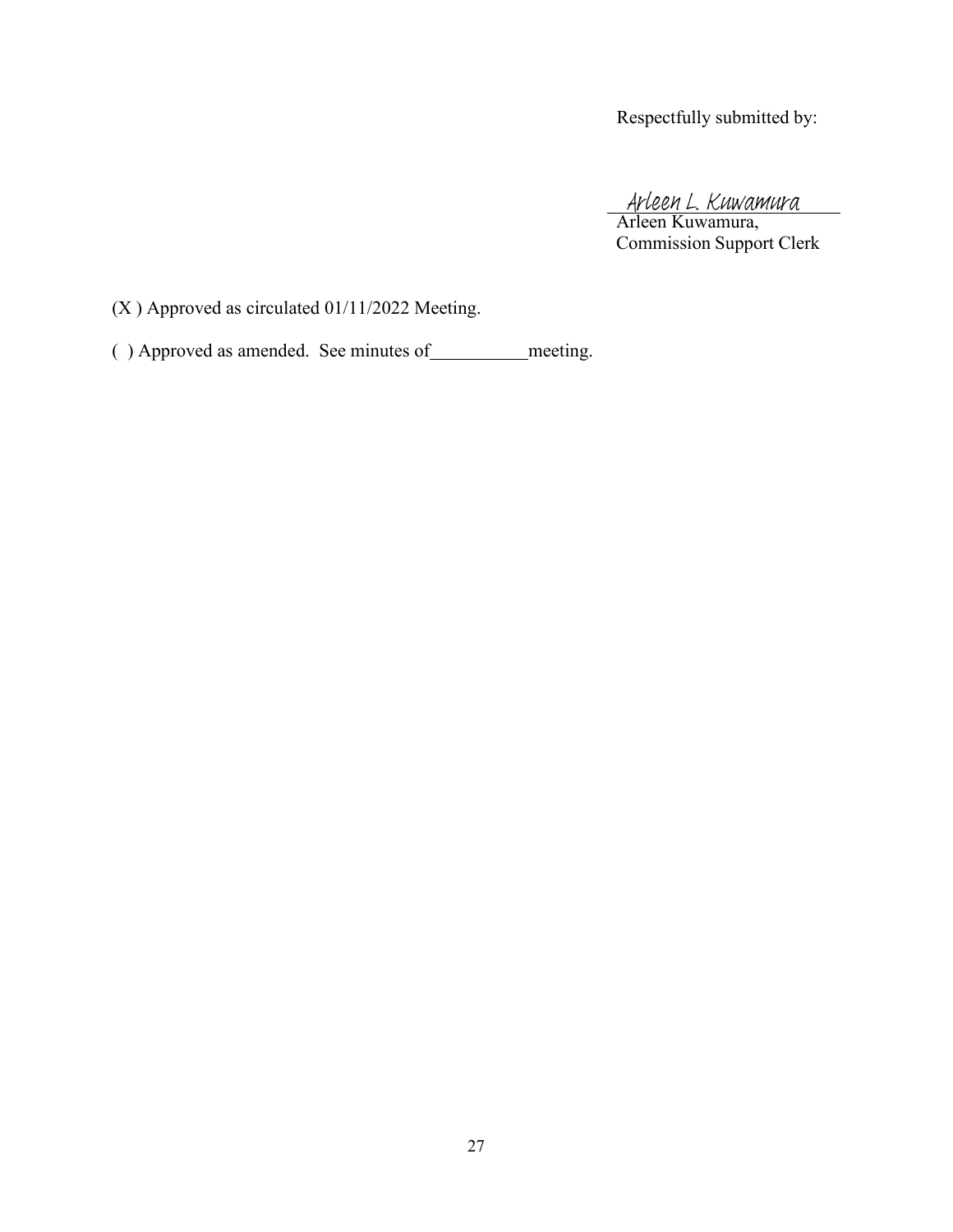Respectfully submitted by:

Arleen L. Kuwamura
Arleen Kuwamura,
Commission Support Clerk

(X ) Approved as circulated 01/11/2022 Meeting.

( ) Approved as amended. See minutes of__________meeting.